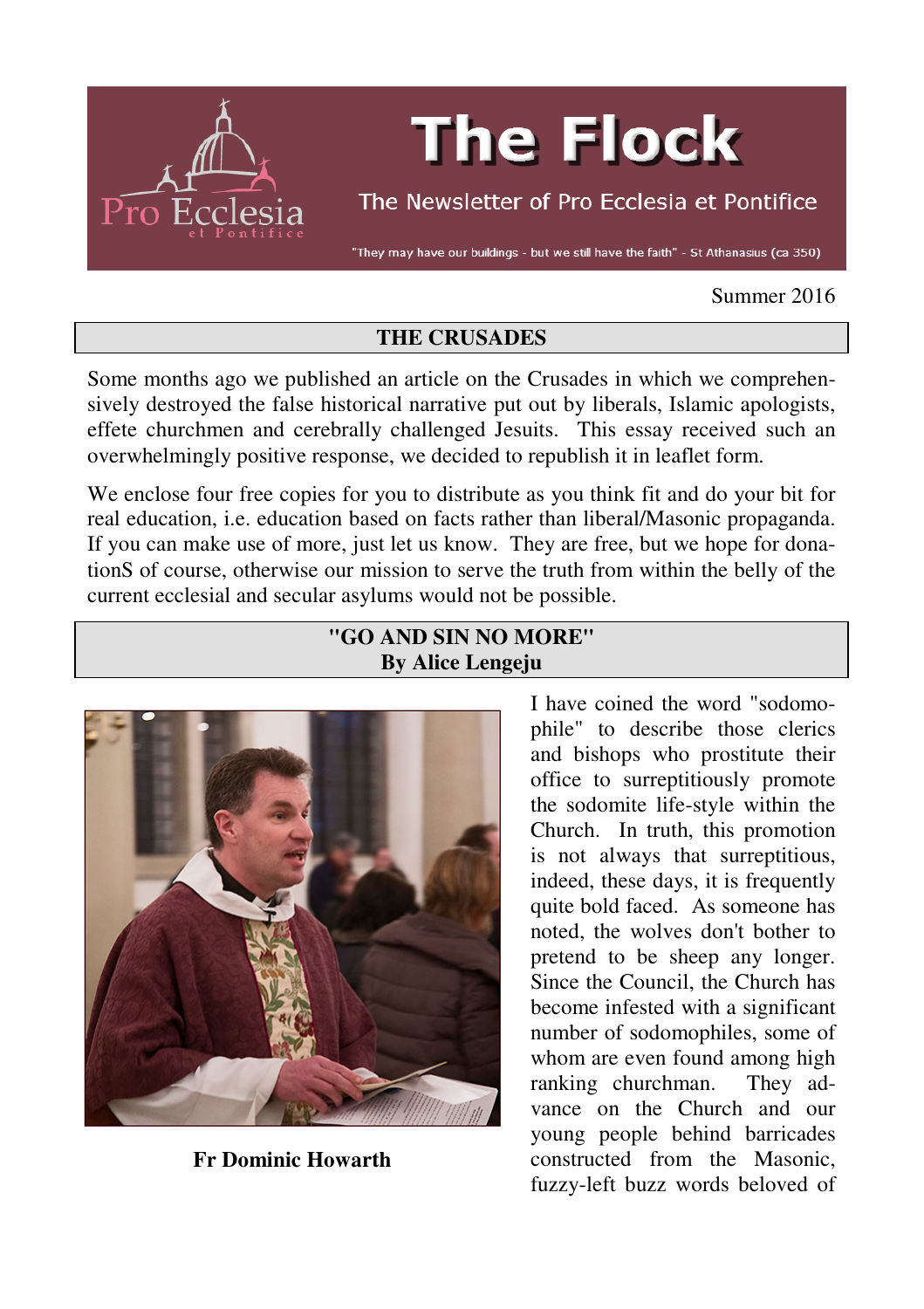# The Flock

The Newsletter of Pro Ecclesia et Pontifice

"They may have our buildings - but we still have the faith" - St Athanasius (ca 350)

Summer 2016

## THE CRUSADES

Some months ago we published an article on the Crusades in which we comprehensively destroyed the false historical narrative put out by liberals, Islamic apologists, effete churchmen and cerebrally challenged Jesuits. This essay received such an overwhelmingly positive response, we decided to republish it in leaflet form.

We enclose four free copies for you to distribute as you think fit and do your bit for real education, i.e. education based on facts rather than liberal/Masonic propaganda. If you can make use of more, just let us know. They are free, but we hope for donationS of course, otherwise our mission to serve the truth from within the belly of the current ecclesial and secular asylums would not be possible.

## "GO AND SIN NO MORE"
## By Alice Lengeju

**Fr Dominic Howarth**

I have coined the word "sodomophile" to describe those clerics and bishops who prostitute their office to surreptitiously promote the sodomite life-style within the Church. In truth, this promotion is not always that surreptitious, indeed, these days, it is frequently quite bold faced. As someone has noted, the wolves don't bother to pretend to be sheep any longer. Since the Council, the Church has become infested with a significant number of sodomophiles, some of whom are even found among high ranking churchman. They advance on the Church and our young people behind barricades constructed from the Masonic, fuzzy-left buzz words beloved of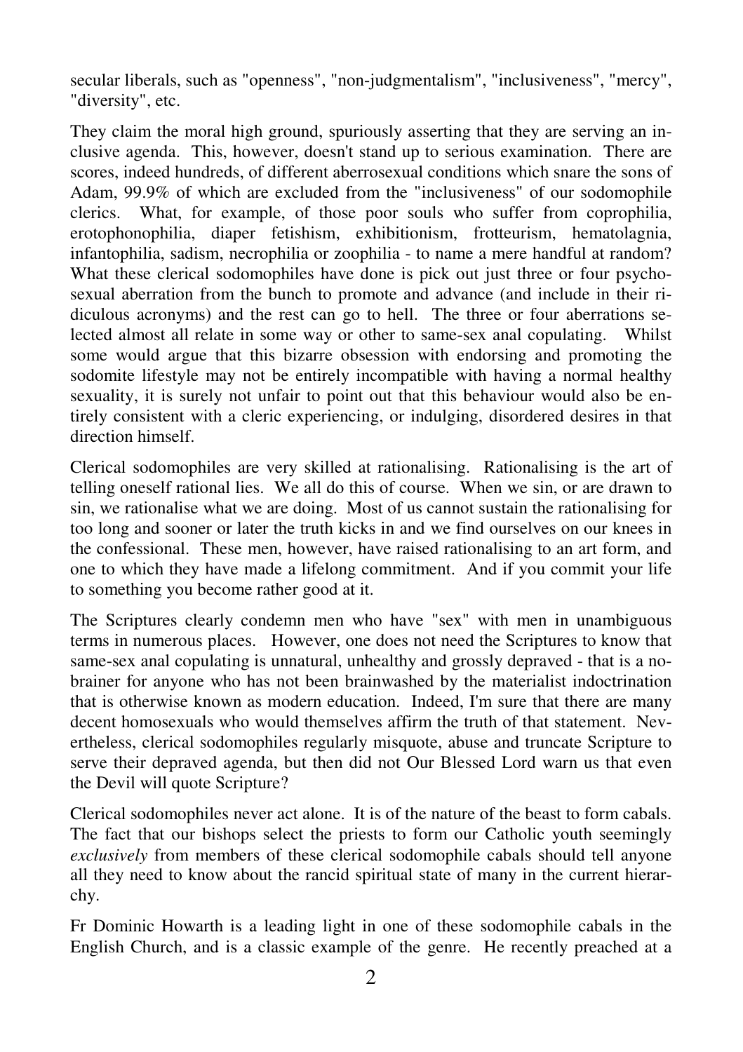secular liberals, such as "openness", "non-judgmentalism", "inclusiveness", "mercy", "diversity", etc.

They claim the moral high ground, spuriously asserting that they are serving an inclusive agenda. This, however, doesn't stand up to serious examination. There are scores, indeed hundreds, of different aberrosexual conditions which snare the sons of Adam, 99.9% of which are excluded from the "inclusiveness" of our sodomophile clerics. What, for example, of those poor souls who suffer from coprophilia, erotophonophilia, diaper fetishism, exhibitionism, frotteurism, hematolagnia, infantophilia, sadism, necrophilia or zoophilia - to name a mere handful at random? What these clerical sodomophiles have done is pick out just three or four psychosexual aberration from the bunch to promote and advance (and include in their ridiculous acronyms) and the rest can go to hell. The three or four aberrations selected almost all relate in some way or other to same-sex anal copulating. Whilst some would argue that this bizarre obsession with endorsing and promoting the sodomite lifestyle may not be entirely incompatible with having a normal healthy sexuality, it is surely not unfair to point out that this behaviour would also be entirely consistent with a cleric experiencing, or indulging, disordered desires in that direction himself.

Clerical sodomophiles are very skilled at rationalising. Rationalising is the art of telling oneself rational lies. We all do this of course. When we sin, or are drawn to sin, we rationalise what we are doing. Most of us cannot sustain the rationalising for too long and sooner or later the truth kicks in and we find ourselves on our knees in the confessional. These men, however, have raised rationalising to an art form, and one to which they have made a lifelong commitment. And if you commit your life to something you become rather good at it.

The Scriptures clearly condemn men who have "sex" with men in unambiguous terms in numerous places. However, one does not need the Scriptures to know that same-sex anal copulating is unnatural, unhealthy and grossly depraved - that is a no-brainer for anyone who has not been brainwashed by the materialist indoctrination that is otherwise known as modern education. Indeed, I'm sure that there are many decent homosexuals who would themselves affirm the truth of that statement. Nevertheless, clerical sodomophiles regularly misquote, abuse and truncate Scripture to serve their depraved agenda, but then did not Our Blessed Lord warn us that even the Devil will quote Scripture?

Clerical sodomophiles never act alone. It is of the nature of the beast to form cabals. The fact that our bishops select the priests to form our Catholic youth seemingly *exclusively* from members of these clerical sodomophile cabals should tell anyone all they need to know about the rancid spiritual state of many in the current hierarchy.

Fr Dominic Howarth is a leading light in one of these sodomophile cabals in the English Church, and is a classic example of the genre. He recently preached at a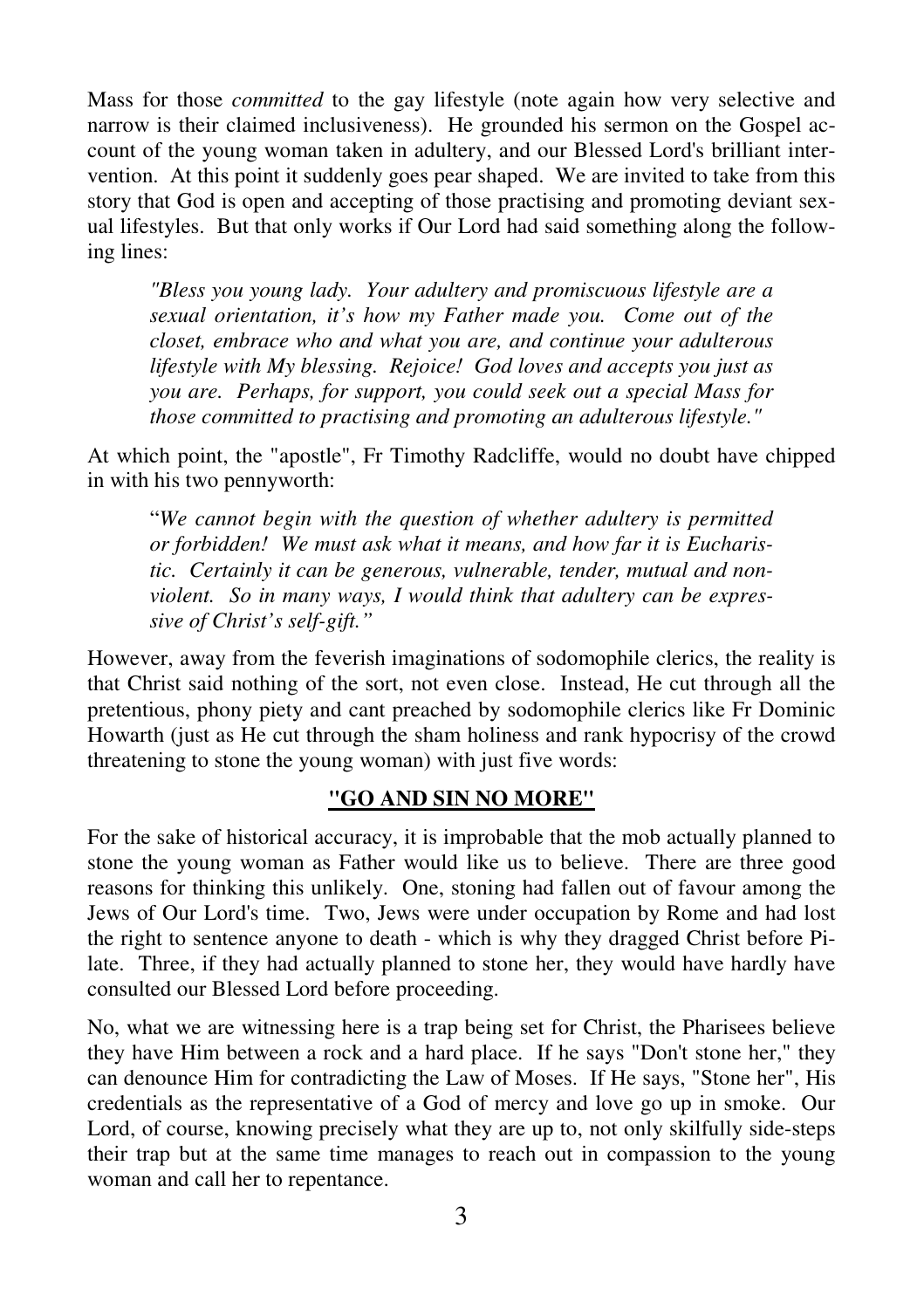Mass for those *committed* to the gay lifestyle (note again how very selective and narrow is their claimed inclusiveness). He grounded his sermon on the Gospel account of the young woman taken in adultery, and our Blessed Lord's brilliant intervention. At this point it suddenly goes pear shaped. We are invited to take from this story that God is open and accepting of those practising and promoting deviant sexual lifestyles. But that only works if Our Lord had said something along the following lines:

> *"Bless you young lady. Your adultery and promiscuous lifestyle are a sexual orientation, it's how my Father made you. Come out of the closet, embrace who and what you are, and continue your adulterous lifestyle with My blessing. Rejoice! God loves and accepts you just as you are. Perhaps, for support, you could seek out a special Mass for those committed to practising and promoting an adulterous lifestyle."*

At which point, the "apostle", Fr Timothy Radcliffe, would no doubt have chipped in with his two pennyworth:

> "*We cannot begin with the question of whether adultery is permitted or forbidden! We must ask what it means, and how far it is Eucharistic. Certainly it can be generous, vulnerable, tender, mutual and non-violent. So in many ways, I would think that adultery can be expressive of Christ's self-gift."*

However, away from the feverish imaginations of sodomophile clerics, the reality is that Christ said nothing of the sort, not even close. Instead, He cut through all the pretentious, phony piety and cant preached by sodomophile clerics like Fr Dominic Howarth (just as He cut through the sham holiness and rank hypocrisy of the crowd threatening to stone the young woman) with just five words:

**"GO AND SIN NO MORE"**

For the sake of historical accuracy, it is improbable that the mob actually planned to stone the young woman as Father would like us to believe. There are three good reasons for thinking this unlikely. One, stoning had fallen out of favour among the Jews of Our Lord's time. Two, Jews were under occupation by Rome and had lost the right to sentence anyone to death - which is why they dragged Christ before Pilate. Three, if they had actually planned to stone her, they would have hardly have consulted our Blessed Lord before proceeding.

No, what we are witnessing here is a trap being set for Christ, the Pharisees believe they have Him between a rock and a hard place. If he says "Don't stone her," they can denounce Him for contradicting the Law of Moses. If He says, "Stone her", His credentials as the representative of a God of mercy and love go up in smoke. Our Lord, of course, knowing precisely what they are up to, not only skilfully side-steps their trap but at the same time manages to reach out in compassion to the young woman and call her to repentance.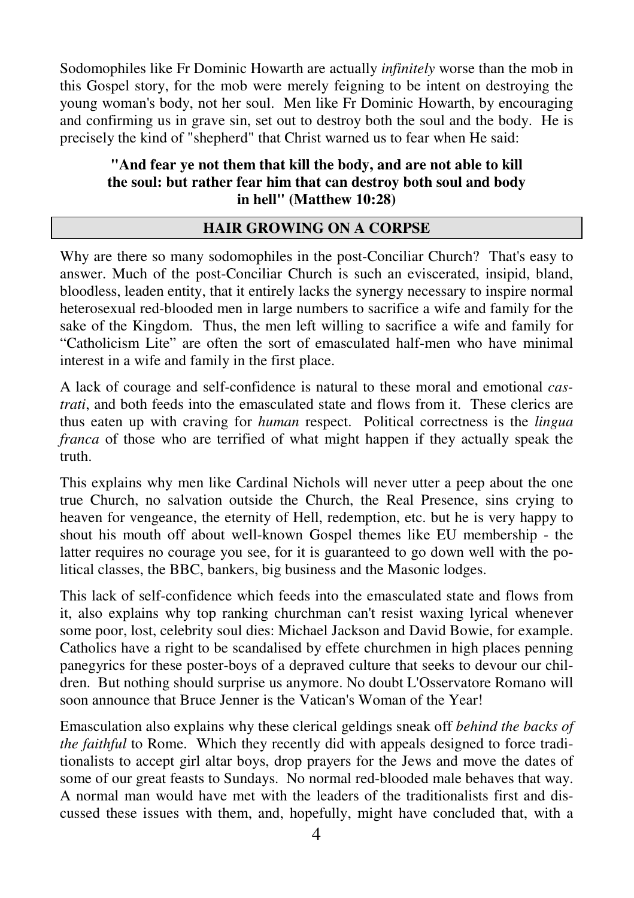Sodomophiles like Fr Dominic Howarth are actually *infinitely* worse than the mob in this Gospel story, for the mob were merely feigning to be intent on destroying the young woman's body, not her soul. Men like Fr Dominic Howarth, by encouraging and confirming us in grave sin, set out to destroy both the soul and the body. He is precisely the kind of "shepherd" that Christ warned us to fear when He said:

**"And fear ye not them that kill the body, and are not able to kill the soul: but rather fear him that can destroy both soul and body in hell" (Matthew 10:28)**

## HAIR GROWING ON A CORPSE

Why are there so many sodomophiles in the post-Conciliar Church? That's easy to answer. Much of the post-Conciliar Church is such an eviscerated, insipid, bland, bloodless, leaden entity, that it entirely lacks the synergy necessary to inspire normal heterosexual red-blooded men in large numbers to sacrifice a wife and family for the sake of the Kingdom. Thus, the men left willing to sacrifice a wife and family for "Catholicism Lite" are often the sort of emasculated half-men who have minimal interest in a wife and family in the first place.

A lack of courage and self-confidence is natural to these moral and emotional *castrati*, and both feeds into the emasculated state and flows from it. These clerics are thus eaten up with craving for *human* respect. Political correctness is the *lingua franca* of those who are terrified of what might happen if they actually speak the truth.

This explains why men like Cardinal Nichols will never utter a peep about the one true Church, no salvation outside the Church, the Real Presence, sins crying to heaven for vengeance, the eternity of Hell, redemption, etc. but he is very happy to shout his mouth off about well-known Gospel themes like EU membership - the latter requires no courage you see, for it is guaranteed to go down well with the political classes, the BBC, bankers, big business and the Masonic lodges.

This lack of self-confidence which feeds into the emasculated state and flows from it, also explains why top ranking churchman can't resist waxing lyrical whenever some poor, lost, celebrity soul dies: Michael Jackson and David Bowie, for example. Catholics have a right to be scandalised by effete churchmen in high places penning panegyrics for these poster-boys of a depraved culture that seeks to devour our children. But nothing should surprise us anymore. No doubt L'Osservatore Romano will soon announce that Bruce Jenner is the Vatican's Woman of the Year!

Emasculation also explains why these clerical geldings sneak off *behind the backs of the faithful* to Rome. Which they recently did with appeals designed to force traditionalists to accept girl altar boys, drop prayers for the Jews and move the dates of some of our great feasts to Sundays. No normal red-blooded male behaves that way. A normal man would have met with the leaders of the traditionalists first and discussed these issues with them, and, hopefully, might have concluded that, with a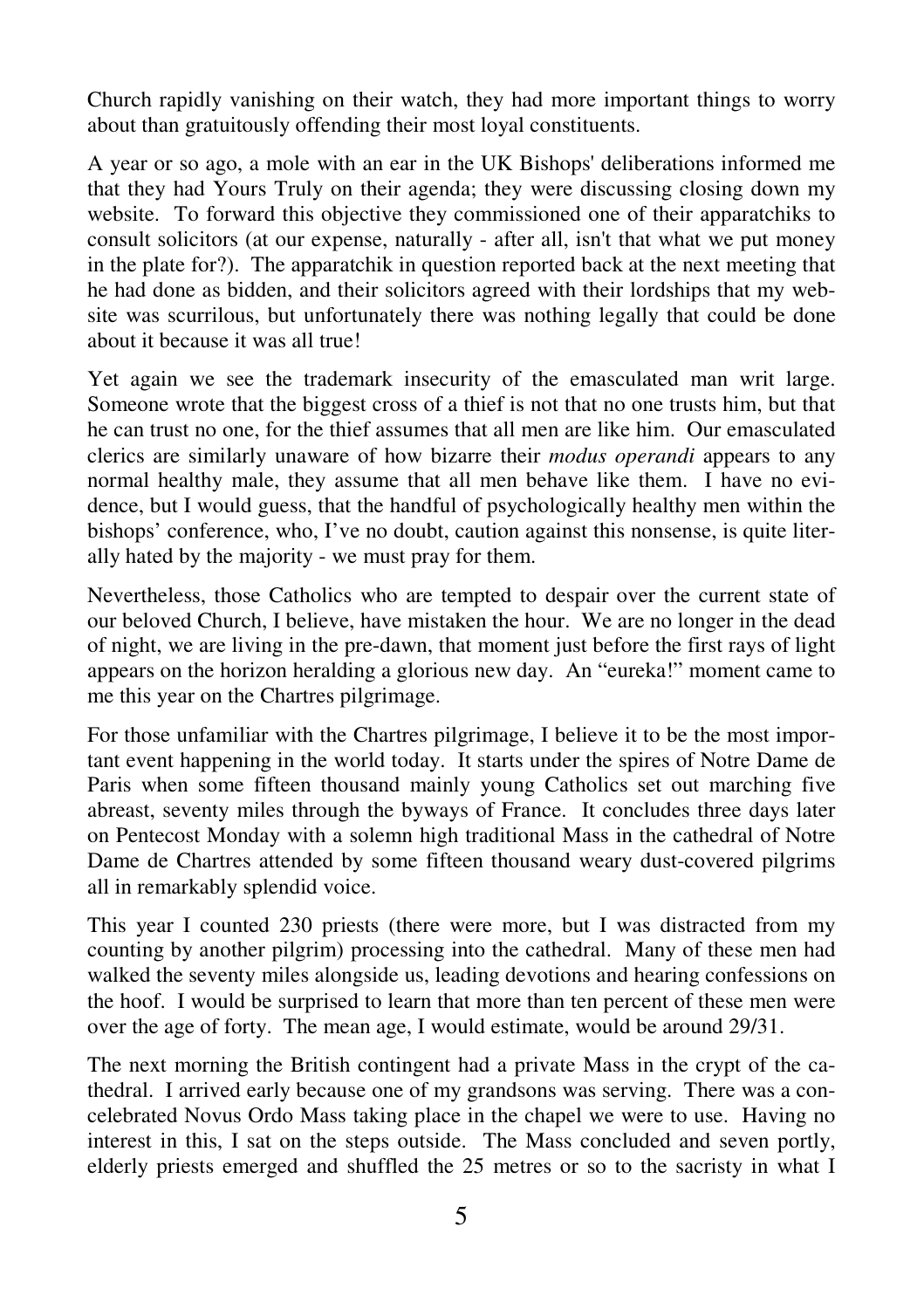Church rapidly vanishing on their watch, they had more important things to worry about than gratuitously offending their most loyal constituents.

A year or so ago, a mole with an ear in the UK Bishops' deliberations informed me that they had Yours Truly on their agenda; they were discussing closing down my website. To forward this objective they commissioned one of their apparatchiks to consult solicitors (at our expense, naturally - after all, isn't that what we put money in the plate for?). The apparatchik in question reported back at the next meeting that he had done as bidden, and their solicitors agreed with their lordships that my website was scurrilous, but unfortunately there was nothing legally that could be done about it because it was all true!

Yet again we see the trademark insecurity of the emasculated man writ large. Someone wrote that the biggest cross of a thief is not that no one trusts him, but that he can trust no one, for the thief assumes that all men are like him. Our emasculated clerics are similarly unaware of how bizarre their *modus operandi* appears to any normal healthy male, they assume that all men behave like them. I have no evidence, but I would guess, that the handful of psychologically healthy men within the bishops' conference, who, I've no doubt, caution against this nonsense, is quite literally hated by the majority - we must pray for them.

Nevertheless, those Catholics who are tempted to despair over the current state of our beloved Church, I believe, have mistaken the hour. We are no longer in the dead of night, we are living in the pre-dawn, that moment just before the first rays of light appears on the horizon heralding a glorious new day. An "eureka!" moment came to me this year on the Chartres pilgrimage.

For those unfamiliar with the Chartres pilgrimage, I believe it to be the most important event happening in the world today. It starts under the spires of Notre Dame de Paris when some fifteen thousand mainly young Catholics set out marching five abreast, seventy miles through the byways of France. It concludes three days later on Pentecost Monday with a solemn high traditional Mass in the cathedral of Notre Dame de Chartres attended by some fifteen thousand weary dust-covered pilgrims all in remarkably splendid voice.

This year I counted 230 priests (there were more, but I was distracted from my counting by another pilgrim) processing into the cathedral. Many of these men had walked the seventy miles alongside us, leading devotions and hearing confessions on the hoof. I would be surprised to learn that more than ten percent of these men were over the age of forty. The mean age, I would estimate, would be around 29/31.

The next morning the British contingent had a private Mass in the crypt of the cathedral. I arrived early because one of my grandsons was serving. There was a concelebrated Novus Ordo Mass taking place in the chapel we were to use. Having no interest in this, I sat on the steps outside. The Mass concluded and seven portly, elderly priests emerged and shuffled the 25 metres or so to the sacristy in what I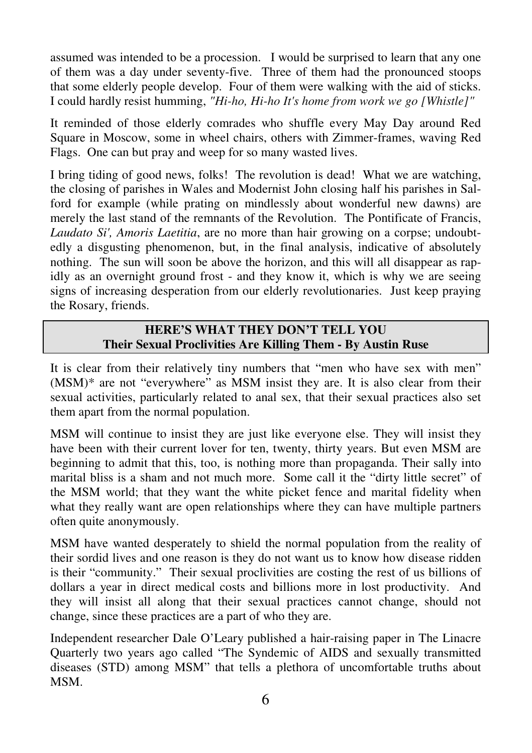assumed was intended to be a procession. I would be surprised to learn that any one of them was a day under seventy-five. Three of them had the pronounced stoops that some elderly people develop. Four of them were walking with the aid of sticks. I could hardly resist humming, *"Hi-ho, Hi-ho It's home from work we go [Whistle]"*

It reminded of those elderly comrades who shuffle every May Day around Red Square in Moscow, some in wheel chairs, others with Zimmer-frames, waving Red Flags. One can but pray and weep for so many wasted lives.

I bring tiding of good news, folks! The revolution is dead! What we are watching, the closing of parishes in Wales and Modernist John closing half his parishes in Salford for example (while prating on mindlessly about wonderful new dawns) are merely the last stand of the remnants of the Revolution. The Pontificate of Francis, *Laudato Si', Amoris Laetitia*, are no more than hair growing on a corpse; undoubtedly a disgusting phenomenon, but, in the final analysis, indicative of absolutely nothing. The sun will soon be above the horizon, and this will all disappear as rapidly as an overnight ground frost - and they know it, which is why we are seeing signs of increasing desperation from our elderly revolutionaries. Just keep praying the Rosary, friends.

## HERE'S WHAT THEY DON'T TELL YOU
## Their Sexual Proclivities Are Killing Them - By Austin Ruse

It is clear from their relatively tiny numbers that "men who have sex with men" (MSM)* are not "everywhere" as MSM insist they are. It is also clear from their sexual activities, particularly related to anal sex, that their sexual practices also set them apart from the normal population.

MSM will continue to insist they are just like everyone else. They will insist they have been with their current lover for ten, twenty, thirty years. But even MSM are beginning to admit that this, too, is nothing more than propaganda. Their sally into marital bliss is a sham and not much more. Some call it the "dirty little secret" of the MSM world; that they want the white picket fence and marital fidelity when what they really want are open relationships where they can have multiple partners often quite anonymously.

MSM have wanted desperately to shield the normal population from the reality of their sordid lives and one reason is they do not want us to know how disease ridden is their "community." Their sexual proclivities are costing the rest of us billions of dollars a year in direct medical costs and billions more in lost productivity. And they will insist all along that their sexual practices cannot change, should not change, since these practices are a part of who they are.

Independent researcher Dale O'Leary published a hair-raising paper in The Linacre Quarterly two years ago called "The Syndemic of AIDS and sexually transmitted diseases (STD) among MSM" that tells a plethora of uncomfortable truths about MSM.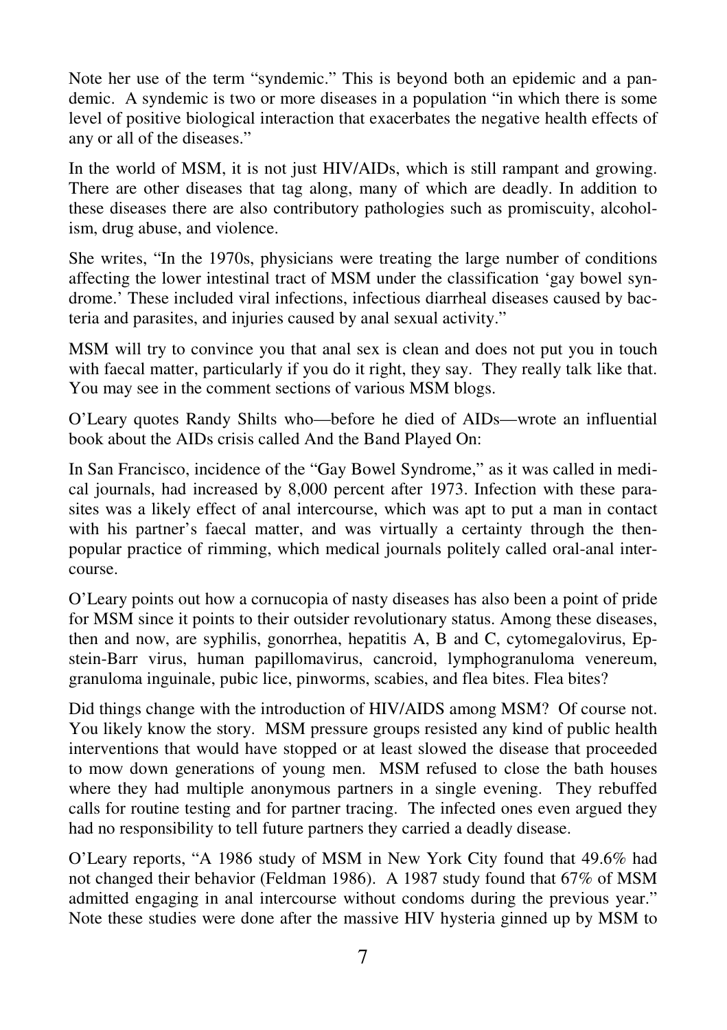Note her use of the term "syndemic." This is beyond both an epidemic and a pandemic. A syndemic is two or more diseases in a population "in which there is some level of positive biological interaction that exacerbates the negative health effects of any or all of the diseases."

In the world of MSM, it is not just HIV/AIDs, which is still rampant and growing. There are other diseases that tag along, many of which are deadly. In addition to these diseases there are also contributory pathologies such as promiscuity, alcoholism, drug abuse, and violence.

She writes, "In the 1970s, physicians were treating the large number of conditions affecting the lower intestinal tract of MSM under the classification 'gay bowel syndrome.' These included viral infections, infectious diarrheal diseases caused by bacteria and parasites, and injuries caused by anal sexual activity."

MSM will try to convince you that anal sex is clean and does not put you in touch with faecal matter, particularly if you do it right, they say. They really talk like that. You may see in the comment sections of various MSM blogs.

O'Leary quotes Randy Shilts who—before he died of AIDs—wrote an influential book about the AIDs crisis called And the Band Played On:

In San Francisco, incidence of the "Gay Bowel Syndrome," as it was called in medical journals, had increased by 8,000 percent after 1973. Infection with these parasites was a likely effect of anal intercourse, which was apt to put a man in contact with his partner's faecal matter, and was virtually a certainty through the then-popular practice of rimming, which medical journals politely called oral-anal intercourse.

O'Leary points out how a cornucopia of nasty diseases has also been a point of pride for MSM since it points to their outsider revolutionary status. Among these diseases, then and now, are syphilis, gonorrhea, hepatitis A, B and C, cytomegalovirus, Epstein-Barr virus, human papillomavirus, cancroid, lymphogranuloma venereum, granuloma inguinale, pubic lice, pinworms, scabies, and flea bites. Flea bites?

Did things change with the introduction of HIV/AIDS among MSM? Of course not. You likely know the story. MSM pressure groups resisted any kind of public health interventions that would have stopped or at least slowed the disease that proceeded to mow down generations of young men. MSM refused to close the bath houses where they had multiple anonymous partners in a single evening. They rebuffed calls for routine testing and for partner tracing. The infected ones even argued they had no responsibility to tell future partners they carried a deadly disease.

O'Leary reports, "A 1986 study of MSM in New York City found that 49.6% had not changed their behavior (Feldman 1986). A 1987 study found that 67% of MSM admitted engaging in anal intercourse without condoms during the previous year." Note these studies were done after the massive HIV hysteria ginned up by MSM to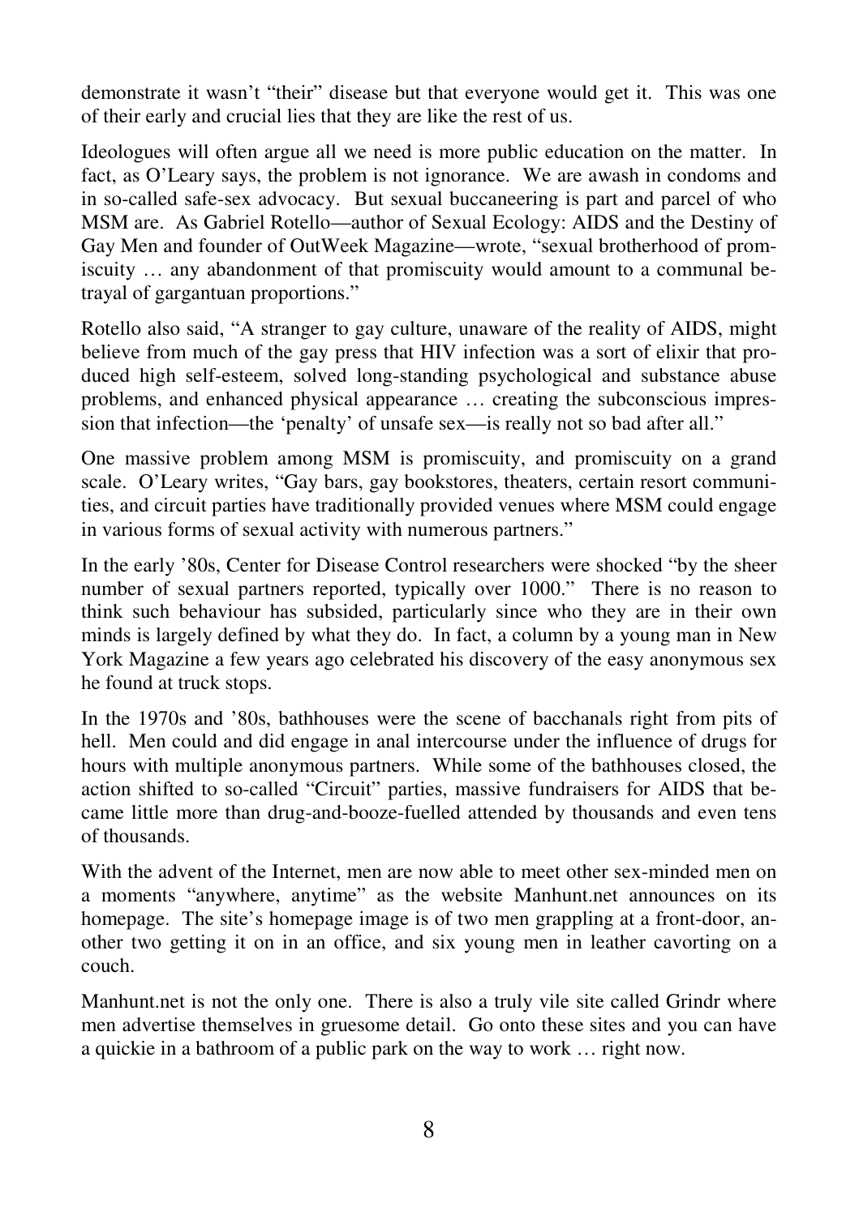demonstrate it wasn't "their" disease but that everyone would get it. This was one of their early and crucial lies that they are like the rest of us.

Ideologues will often argue all we need is more public education on the matter. In fact, as O'Leary says, the problem is not ignorance. We are awash in condoms and in so-called safe-sex advocacy. But sexual buccaneering is part and parcel of who MSM are. As Gabriel Rotello—author of Sexual Ecology: AIDS and the Destiny of Gay Men and founder of OutWeek Magazine—wrote, "sexual brotherhood of promiscuity … any abandonment of that promiscuity would amount to a communal betrayal of gargantuan proportions."

Rotello also said, "A stranger to gay culture, unaware of the reality of AIDS, might believe from much of the gay press that HIV infection was a sort of elixir that produced high self-esteem, solved long-standing psychological and substance abuse problems, and enhanced physical appearance … creating the subconscious impression that infection—the 'penalty' of unsafe sex—is really not so bad after all."

One massive problem among MSM is promiscuity, and promiscuity on a grand scale. O'Leary writes, "Gay bars, gay bookstores, theaters, certain resort communities, and circuit parties have traditionally provided venues where MSM could engage in various forms of sexual activity with numerous partners."

In the early '80s, Center for Disease Control researchers were shocked "by the sheer number of sexual partners reported, typically over 1000." There is no reason to think such behaviour has subsided, particularly since who they are in their own minds is largely defined by what they do. In fact, a column by a young man in New York Magazine a few years ago celebrated his discovery of the easy anonymous sex he found at truck stops.

In the 1970s and '80s, bathhouses were the scene of bacchanals right from pits of hell. Men could and did engage in anal intercourse under the influence of drugs for hours with multiple anonymous partners. While some of the bathhouses closed, the action shifted to so-called "Circuit" parties, massive fundraisers for AIDS that became little more than drug-and-booze-fuelled attended by thousands and even tens of thousands.

With the advent of the Internet, men are now able to meet other sex-minded men on a moments "anywhere, anytime" as the website Manhunt.net announces on its homepage. The site's homepage image is of two men grappling at a front-door, another two getting it on in an office, and six young men in leather cavorting on a couch.

Manhunt.net is not the only one. There is also a truly vile site called Grindr where men advertise themselves in gruesome detail. Go onto these sites and you can have a quickie in a bathroom of a public park on the way to work … right now.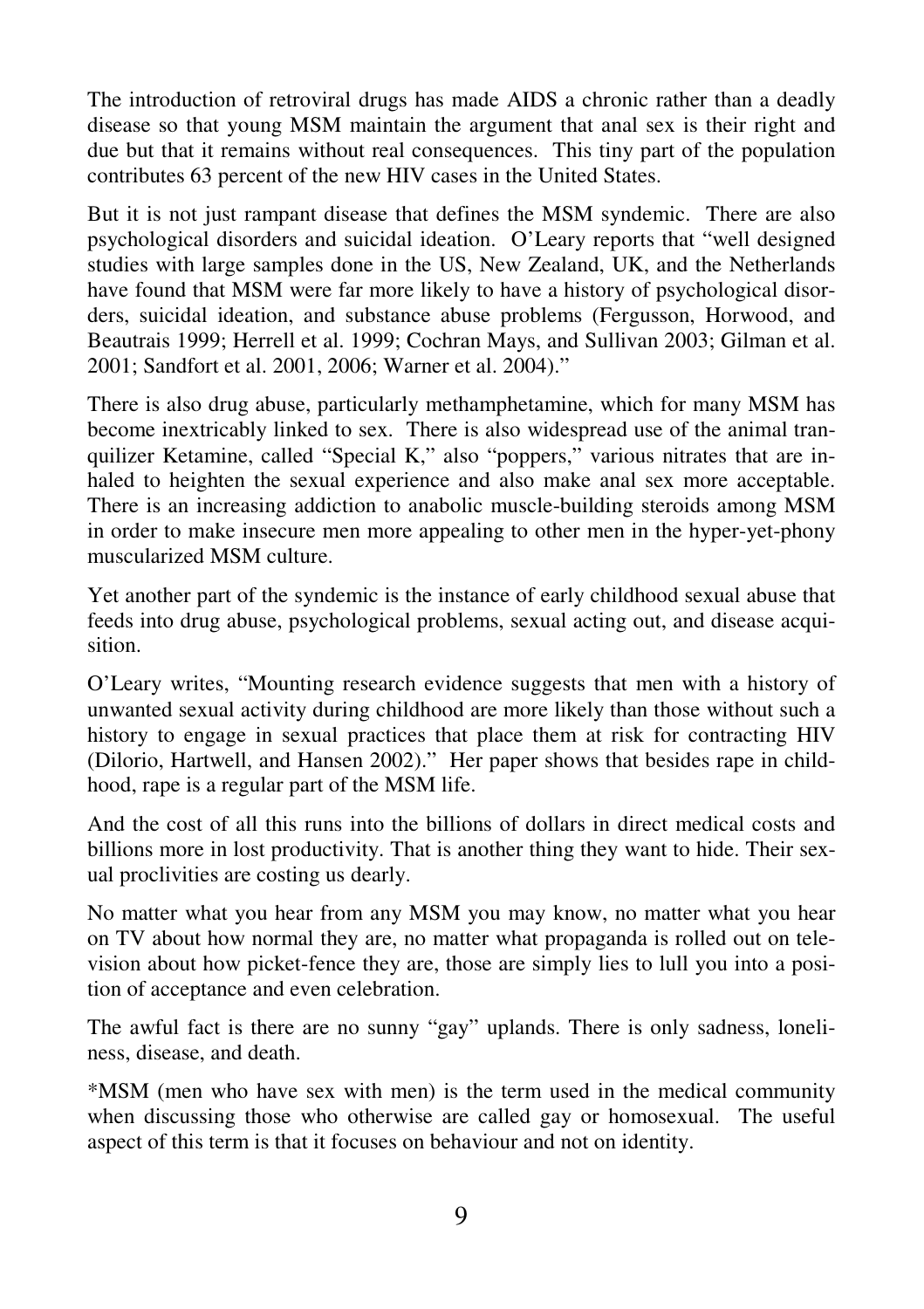The introduction of retroviral drugs has made AIDS a chronic rather than a deadly disease so that young MSM maintain the argument that anal sex is their right and due but that it remains without real consequences. This tiny part of the population contributes 63 percent of the new HIV cases in the United States.

But it is not just rampant disease that defines the MSM syndemic. There are also psychological disorders and suicidal ideation. O'Leary reports that "well designed studies with large samples done in the US, New Zealand, UK, and the Netherlands have found that MSM were far more likely to have a history of psychological disorders, suicidal ideation, and substance abuse problems (Fergusson, Horwood, and Beautrais 1999; Herrell et al. 1999; Cochran Mays, and Sullivan 2003; Gilman et al. 2001; Sandfort et al. 2001, 2006; Warner et al. 2004)."

There is also drug abuse, particularly methamphetamine, which for many MSM has become inextricably linked to sex. There is also widespread use of the animal tranquilizer Ketamine, called "Special K," also "poppers," various nitrates that are inhaled to heighten the sexual experience and also make anal sex more acceptable. There is an increasing addiction to anabolic muscle-building steroids among MSM in order to make insecure men more appealing to other men in the hyper-yet-phony muscularized MSM culture.

Yet another part of the syndemic is the instance of early childhood sexual abuse that feeds into drug abuse, psychological problems, sexual acting out, and disease acquisition.

O'Leary writes, "Mounting research evidence suggests that men with a history of unwanted sexual activity during childhood are more likely than those without such a history to engage in sexual practices that place them at risk for contracting HIV (Dilorio, Hartwell, and Hansen 2002)." Her paper shows that besides rape in childhood, rape is a regular part of the MSM life.

And the cost of all this runs into the billions of dollars in direct medical costs and billions more in lost productivity. That is another thing they want to hide. Their sexual proclivities are costing us dearly.

No matter what you hear from any MSM you may know, no matter what you hear on TV about how normal they are, no matter what propaganda is rolled out on television about how picket-fence they are, those are simply lies to lull you into a position of acceptance and even celebration.

The awful fact is there are no sunny "gay" uplands. There is only sadness, loneliness, disease, and death.

*MSM (men who have sex with men) is the term used in the medical community when discussing those who otherwise are called gay or homosexual. The useful aspect of this term is that it focuses on behaviour and not on identity.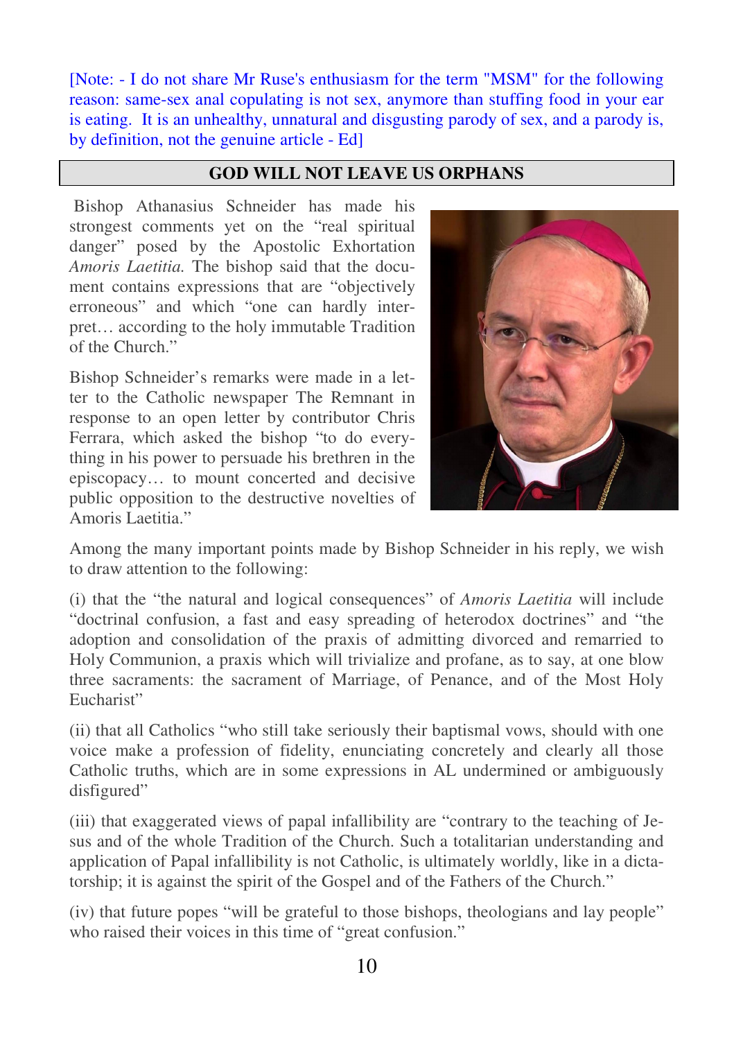[Note: - I do not share Mr Ruse's enthusiasm for the term "MSM" for the following reason: same-sex anal copulating is not sex, anymore than stuffing food in your ear is eating. It is an unhealthy, unnatural and disgusting parody of sex, and a parody is, by definition, not the genuine article - Ed]

## GOD WILL NOT LEAVE US ORPHANS

Bishop Athanasius Schneider has made his strongest comments yet on the "real spiritual danger" posed by the Apostolic Exhortation *Amoris Laetitia.* The bishop said that the document contains expressions that are "objectively erroneous" and which "one can hardly interpret… according to the holy immutable Tradition of the Church."

Bishop Schneider's remarks were made in a letter to the Catholic newspaper The Remnant in response to an open letter by contributor Chris Ferrara, which asked the bishop "to do everything in his power to persuade his brethren in the episcopacy… to mount concerted and decisive public opposition to the destructive novelties of Amoris Laetitia."

Among the many important points made by Bishop Schneider in his reply, we wish to draw attention to the following:

(i) that the "the natural and logical consequences" of *Amoris Laetitia* will include "doctrinal confusion, a fast and easy spreading of heterodox doctrines" and "the adoption and consolidation of the praxis of admitting divorced and remarried to Holy Communion, a praxis which will trivialize and profane, as to say, at one blow three sacraments: the sacrament of Marriage, of Penance, and of the Most Holy Eucharist"

(ii) that all Catholics "who still take seriously their baptismal vows, should with one voice make a profession of fidelity, enunciating concretely and clearly all those Catholic truths, which are in some expressions in AL undermined or ambiguously disfigured"

(iii) that exaggerated views of papal infallibility are "contrary to the teaching of Jesus and of the whole Tradition of the Church. Such a totalitarian understanding and application of Papal infallibility is not Catholic, is ultimately worldly, like in a dictatorship; it is against the spirit of the Gospel and of the Fathers of the Church."

(iv) that future popes "will be grateful to those bishops, theologians and lay people" who raised their voices in this time of "great confusion."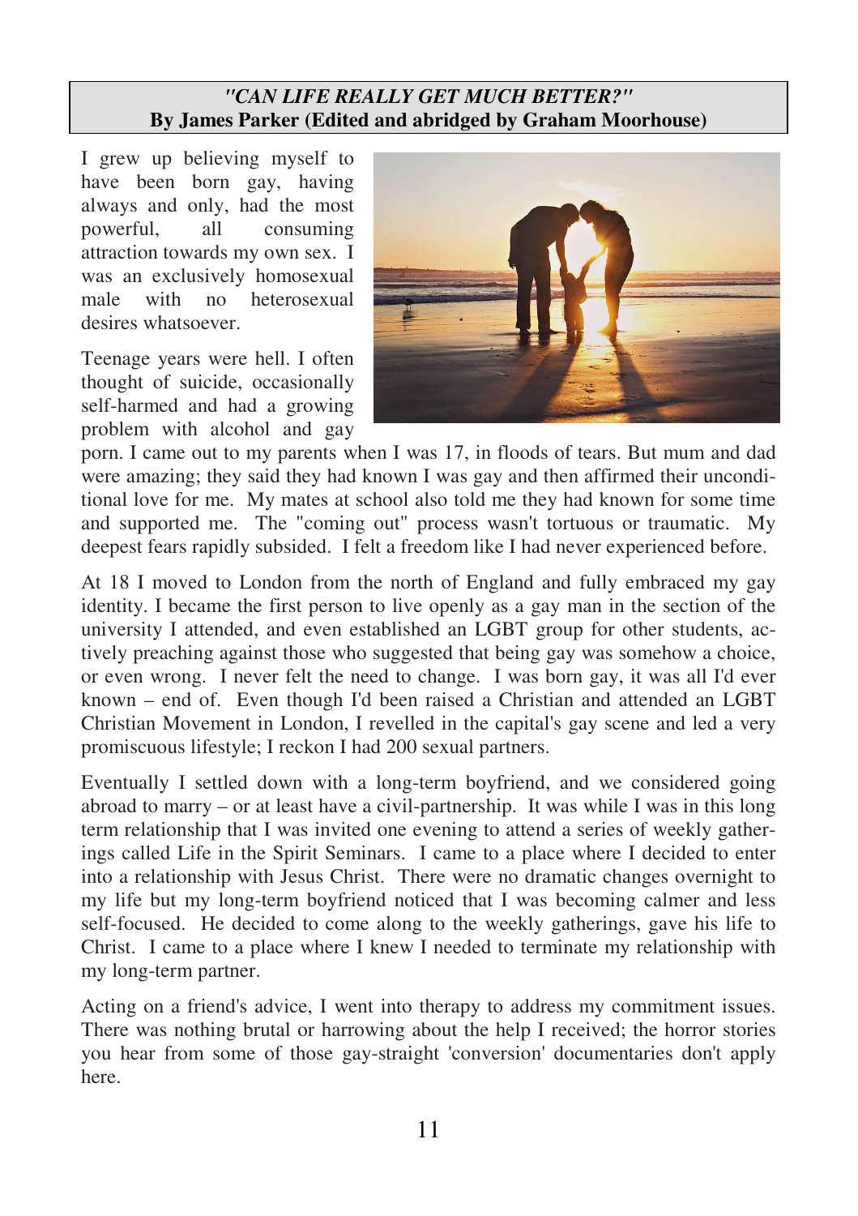### *"CAN LIFE REALLY GET MUCH BETTER?"*
### By James Parker (Edited and abridged by Graham Moorhouse)

I grew up believing myself to have been born gay, having always and only, had the most powerful, all consuming attraction towards my own sex. I was an exclusively homosexual male with no heterosexual desires whatsoever.

Teenage years were hell. I often thought of suicide, occasionally self-harmed and had a growing problem with alcohol and gay porn. I came out to my parents when I was 17, in floods of tears. But mum and dad were amazing; they said they had known I was gay and then affirmed their unconditional love for me. My mates at school also told me they had known for some time and supported me. The "coming out" process wasn't tortuous or traumatic. My deepest fears rapidly subsided. I felt a freedom like I had never experienced before.

At 18 I moved to London from the north of England and fully embraced my gay identity. I became the first person to live openly as a gay man in the section of the university I attended, and even established an LGBT group for other students, actively preaching against those who suggested that being gay was somehow a choice, or even wrong. I never felt the need to change. I was born gay, it was all I'd ever known – end of. Even though I'd been raised a Christian and attended an LGBT Christian Movement in London, I revelled in the capital's gay scene and led a very promiscuous lifestyle; I reckon I had 200 sexual partners.

Eventually I settled down with a long-term boyfriend, and we considered going abroad to marry – or at least have a civil-partnership. It was while I was in this long term relationship that I was invited one evening to attend a series of weekly gatherings called Life in the Spirit Seminars. I came to a place where I decided to enter into a relationship with Jesus Christ. There were no dramatic changes overnight to my life but my long-term boyfriend noticed that I was becoming calmer and less self-focused. He decided to come along to the weekly gatherings, gave his life to Christ. I came to a place where I knew I needed to terminate my relationship with my long-term partner.

Acting on a friend's advice, I went into therapy to address my commitment issues. There was nothing brutal or harrowing about the help I received; the horror stories you hear from some of those gay-straight 'conversion' documentaries don't apply here.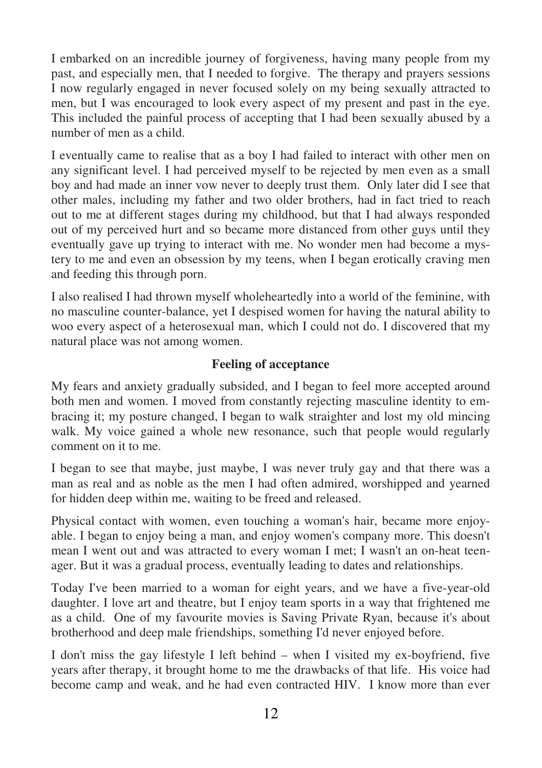I embarked on an incredible journey of forgiveness, having many people from my past, and especially men, that I needed to forgive. The therapy and prayers sessions I now regularly engaged in never focused solely on my being sexually attracted to men, but I was encouraged to look every aspect of my present and past in the eye. This included the painful process of accepting that I had been sexually abused by a number of men as a child.

I eventually came to realise that as a boy I had failed to interact with other men on any significant level. I had perceived myself to be rejected by men even as a small boy and had made an inner vow never to deeply trust them. Only later did I see that other males, including my father and two older brothers, had in fact tried to reach out to me at different stages during my childhood, but that I had always responded out of my perceived hurt and so became more distanced from other guys until they eventually gave up trying to interact with me. No wonder men had become a mystery to me and even an obsession by my teens, when I began erotically craving men and feeding this through porn.

I also realised I had thrown myself wholeheartedly into a world of the feminine, with no masculine counter-balance, yet I despised women for having the natural ability to woo every aspect of a heterosexual man, which I could not do. I discovered that my natural place was not among women.

### Feeling of acceptance

My fears and anxiety gradually subsided, and I began to feel more accepted around both men and women. I moved from constantly rejecting masculine identity to embracing it; my posture changed, I began to walk straighter and lost my old mincing walk. My voice gained a whole new resonance, such that people would regularly comment on it to me.

I began to see that maybe, just maybe, I was never truly gay and that there was a man as real and as noble as the men I had often admired, worshipped and yearned for hidden deep within me, waiting to be freed and released.

Physical contact with women, even touching a woman's hair, became more enjoyable. I began to enjoy being a man, and enjoy women's company more. This doesn't mean I went out and was attracted to every woman I met; I wasn't an on-heat teenager. But it was a gradual process, eventually leading to dates and relationships.

Today I've been married to a woman for eight years, and we have a five-year-old daughter. I love art and theatre, but I enjoy team sports in a way that frightened me as a child. One of my favourite movies is Saving Private Ryan, because it's about brotherhood and deep male friendships, something I'd never enjoyed before.

I don't miss the gay lifestyle I left behind – when I visited my ex-boyfriend, five years after therapy, it brought home to me the drawbacks of that life. His voice had become camp and weak, and he had even contracted HIV. I know more than ever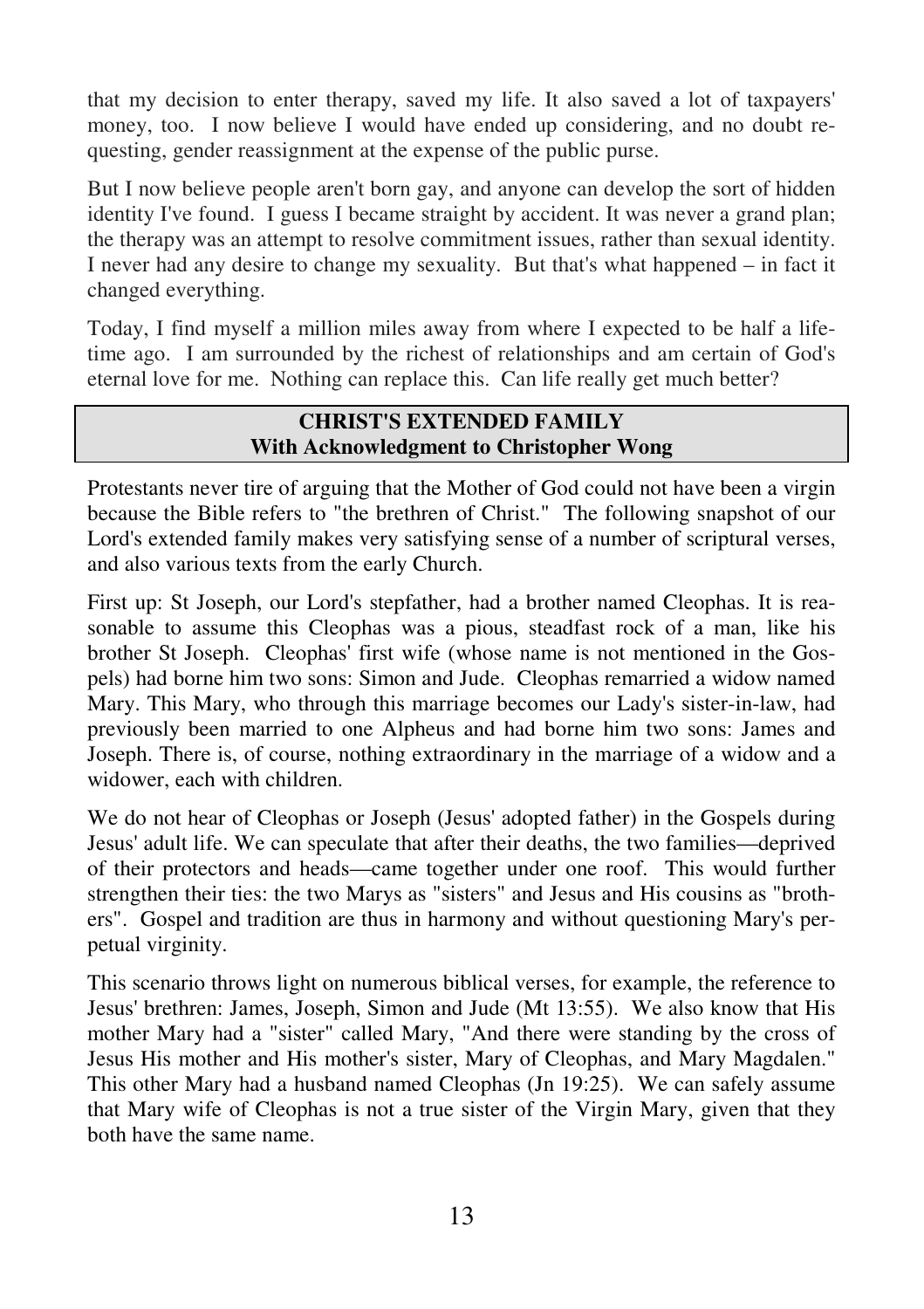that my decision to enter therapy, saved my life. It also saved a lot of taxpayers' money, too. I now believe I would have ended up considering, and no doubt requesting, gender reassignment at the expense of the public purse.

But I now believe people aren't born gay, and anyone can develop the sort of hidden identity I've found. I guess I became straight by accident. It was never a grand plan; the therapy was an attempt to resolve commitment issues, rather than sexual identity. I never had any desire to change my sexuality. But that's what happened – in fact it changed everything.

Today, I find myself a million miles away from where I expected to be half a lifetime ago. I am surrounded by the richest of relationships and am certain of God's eternal love for me. Nothing can replace this. Can life really get much better?

## CHRIST'S EXTENDED FAMILY
### With Acknowledgment to Christopher Wong

Protestants never tire of arguing that the Mother of God could not have been a virgin because the Bible refers to "the brethren of Christ." The following snapshot of our Lord's extended family makes very satisfying sense of a number of scriptural verses, and also various texts from the early Church.

First up: St Joseph, our Lord's stepfather, had a brother named Cleophas. It is reasonable to assume this Cleophas was a pious, steadfast rock of a man, like his brother St Joseph. Cleophas' first wife (whose name is not mentioned in the Gospels) had borne him two sons: Simon and Jude. Cleophas remarried a widow named Mary. This Mary, who through this marriage becomes our Lady's sister-in-law, had previously been married to one Alpheus and had borne him two sons: James and Joseph. There is, of course, nothing extraordinary in the marriage of a widow and a widower, each with children.

We do not hear of Cleophas or Joseph (Jesus' adopted father) in the Gospels during Jesus' adult life. We can speculate that after their deaths, the two families—deprived of their protectors and heads—came together under one roof. This would further strengthen their ties: the two Marys as "sisters" and Jesus and His cousins as "brothers". Gospel and tradition are thus in harmony and without questioning Mary's perpetual virginity.

This scenario throws light on numerous biblical verses, for example, the reference to Jesus' brethren: James, Joseph, Simon and Jude (Mt 13:55). We also know that His mother Mary had a "sister" called Mary, "And there were standing by the cross of Jesus His mother and His mother's sister, Mary of Cleophas, and Mary Magdalen." This other Mary had a husband named Cleophas (Jn 19:25). We can safely assume that Mary wife of Cleophas is not a true sister of the Virgin Mary, given that they both have the same name.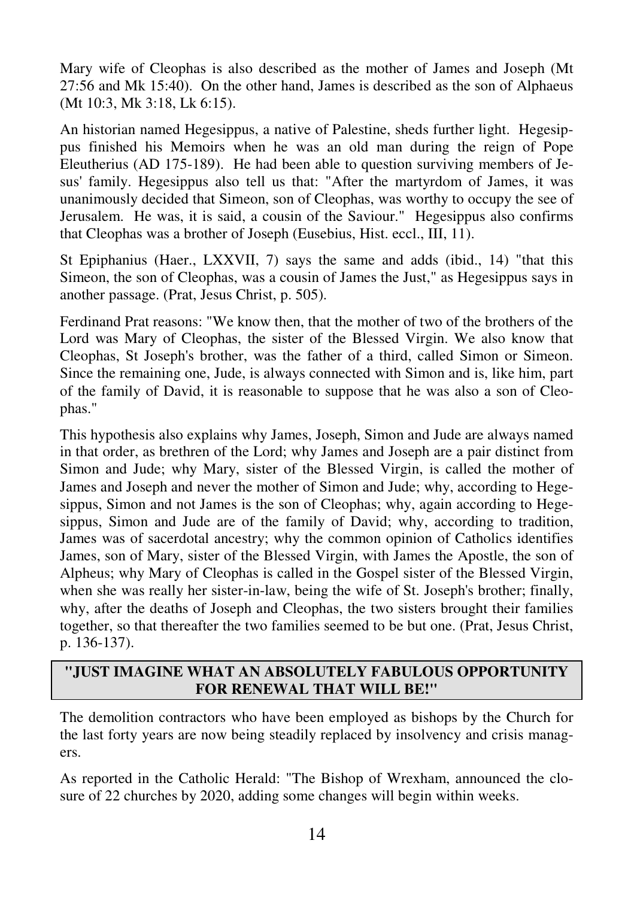Mary wife of Cleophas is also described as the mother of James and Joseph (Mt 27:56 and Mk 15:40). On the other hand, James is described as the son of Alphaeus (Mt 10:3, Mk 3:18, Lk 6:15).

An historian named Hegesippus, a native of Palestine, sheds further light. Hegesippus finished his Memoirs when he was an old man during the reign of Pope Eleutherius (AD 175-189). He had been able to question surviving members of Jesus' family. Hegesippus also tell us that: "After the martyrdom of James, it was unanimously decided that Simeon, son of Cleophas, was worthy to occupy the see of Jerusalem. He was, it is said, a cousin of the Saviour." Hegesippus also confirms that Cleophas was a brother of Joseph (Eusebius, Hist. eccl., III, 11).

St Epiphanius (Haer., LXXVII, 7) says the same and adds (ibid., 14) "that this Simeon, the son of Cleophas, was a cousin of James the Just," as Hegesippus says in another passage. (Prat, Jesus Christ, p. 505).

Ferdinand Prat reasons: "We know then, that the mother of two of the brothers of the Lord was Mary of Cleophas, the sister of the Blessed Virgin. We also know that Cleophas, St Joseph's brother, was the father of a third, called Simon or Simeon. Since the remaining one, Jude, is always connected with Simon and is, like him, part of the family of David, it is reasonable to suppose that he was also a son of Cleophas."

This hypothesis also explains why James, Joseph, Simon and Jude are always named in that order, as brethren of the Lord; why James and Joseph are a pair distinct from Simon and Jude; why Mary, sister of the Blessed Virgin, is called the mother of James and Joseph and never the mother of Simon and Jude; why, according to Hegesippus, Simon and not James is the son of Cleophas; why, again according to Hegesippus, Simon and Jude are of the family of David; why, according to tradition, James was of sacerdotal ancestry; why the common opinion of Catholics identifies James, son of Mary, sister of the Blessed Virgin, with James the Apostle, the son of Alpheus; why Mary of Cleophas is called in the Gospel sister of the Blessed Virgin, when she was really her sister-in-law, being the wife of St. Joseph's brother; finally, why, after the deaths of Joseph and Cleophas, the two sisters brought their families together, so that thereafter the two families seemed to be but one. (Prat, Jesus Christ, p. 136-137).

## "JUST IMAGINE WHAT AN ABSOLUTELY FABULOUS OPPORTUNITY FOR RENEWAL THAT WILL BE!"

The demolition contractors who have been employed as bishops by the Church for the last forty years are now being steadily replaced by insolvency and crisis managers.

As reported in the Catholic Herald: "The Bishop of Wrexham, announced the closure of 22 churches by 2020, adding some changes will begin within weeks.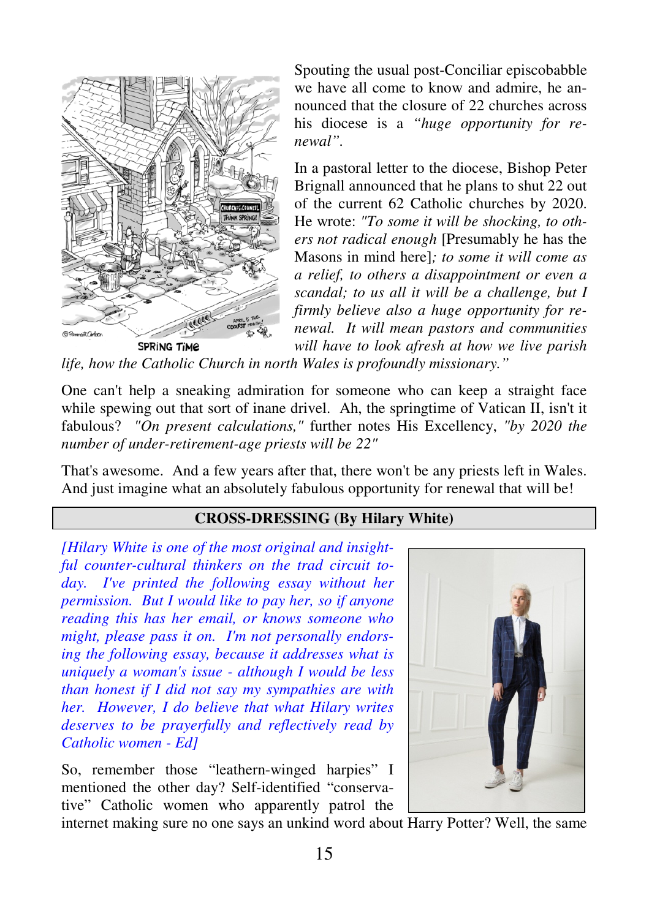Spouting the usual post-Conciliar episcobabble we have all come to know and admire, he announced that the closure of 22 churches across his diocese is a *"huge opportunity for renewal"*.

In a pastoral letter to the diocese, Bishop Peter Brignall announced that he plans to shut 22 out of the current 62 Catholic churches by 2020. He wrote: *"To some it will be shocking, to others not radical enough* [Presumably he has the Masons in mind here]*; to some it will come as a relief, to others a disappointment or even a scandal; to us all it will be a challenge, but I firmly believe also a huge opportunity for renewal. It will mean pastors and communities will have to look afresh at how we live parish life, how the Catholic Church in north Wales is profoundly missionary."*

SPRING TIME

One can't help a sneaking admiration for someone who can keep a straight face while spewing out that sort of inane drivel. Ah, the springtime of Vatican II, isn't it fabulous? *"On present calculations,"* further notes His Excellency, *"by 2020 the number of under-retirement-age priests will be 22"*

That's awesome. And a few years after that, there won't be any priests left in Wales. And just imagine what an absolutely fabulous opportunity for renewal that will be!

## CROSS-DRESSING (By Hilary White)

*[Hilary White is one of the most original and insightful counter-cultural thinkers on the trad circuit today. I've printed the following essay without her permission. But I would like to pay her, so if anyone reading this has her email, or knows someone who might, please pass it on. I'm not personally endorsing the following essay, because it addresses what is uniquely a woman's issue - although I would be less than honest if I did not say my sympathies are with her. However, I do believe that what Hilary writes deserves to be prayerfully and reflectively read by Catholic women - Ed]*

So, remember those "leathern-winged harpies" I mentioned the other day? Self-identified "conservative" Catholic women who apparently patrol the internet making sure no one says an unkind word about Harry Potter? Well, the same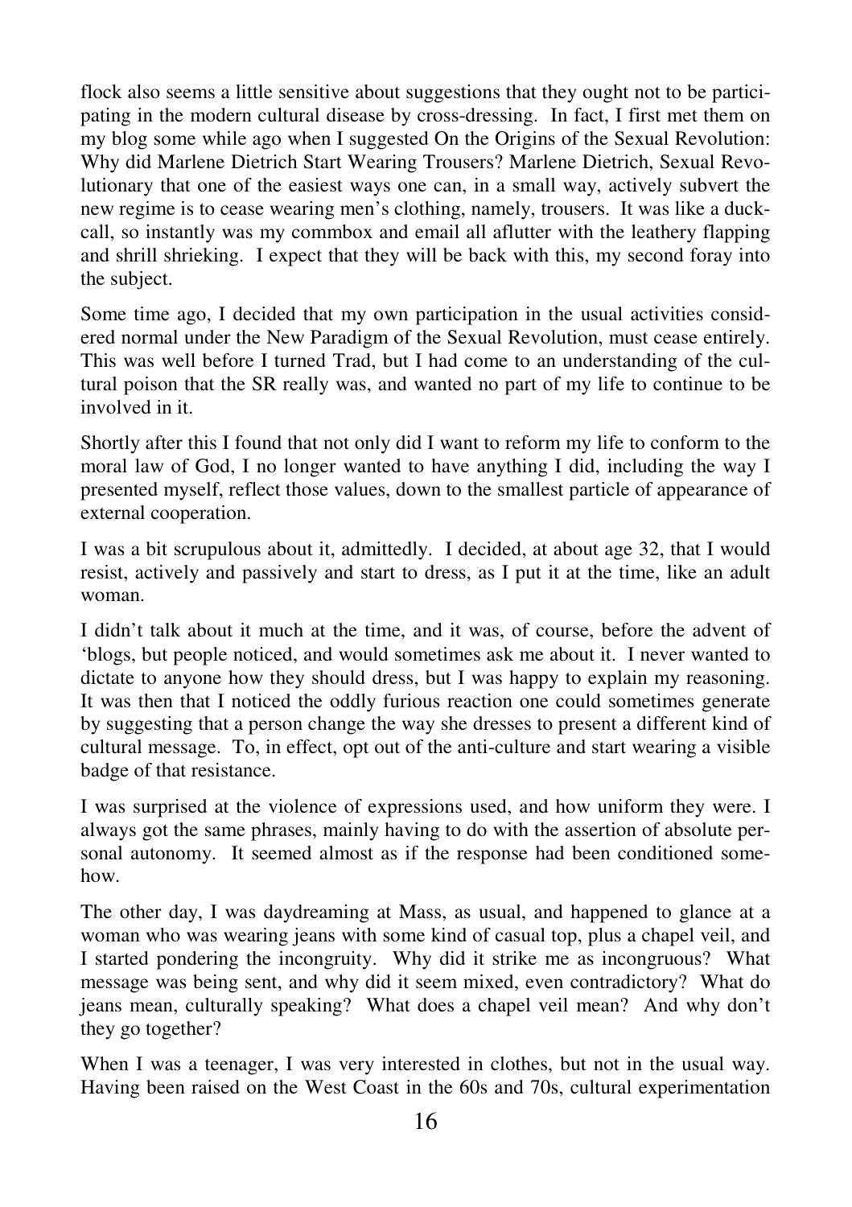flock also seems a little sensitive about suggestions that they ought not to be participating in the modern cultural disease by cross-dressing. In fact, I first met them on my blog some while ago when I suggested On the Origins of the Sexual Revolution: Why did Marlene Dietrich Start Wearing Trousers? Marlene Dietrich, Sexual Revolutionary that one of the easiest ways one can, in a small way, actively subvert the new regime is to cease wearing men's clothing, namely, trousers. It was like a duck-call, so instantly was my commbox and email all aflutter with the leathery flapping and shrill shrieking. I expect that they will be back with this, my second foray into the subject.

Some time ago, I decided that my own participation in the usual activities considered normal under the New Paradigm of the Sexual Revolution, must cease entirely. This was well before I turned Trad, but I had come to an understanding of the cultural poison that the SR really was, and wanted no part of my life to continue to be involved in it.

Shortly after this I found that not only did I want to reform my life to conform to the moral law of God, I no longer wanted to have anything I did, including the way I presented myself, reflect those values, down to the smallest particle of appearance of external cooperation.

I was a bit scrupulous about it, admittedly. I decided, at about age 32, that I would resist, actively and passively and start to dress, as I put it at the time, like an adult woman.

I didn't talk about it much at the time, and it was, of course, before the advent of 'blogs, but people noticed, and would sometimes ask me about it. I never wanted to dictate to anyone how they should dress, but I was happy to explain my reasoning. It was then that I noticed the oddly furious reaction one could sometimes generate by suggesting that a person change the way she dresses to present a different kind of cultural message. To, in effect, opt out of the anti-culture and start wearing a visible badge of that resistance.

I was surprised at the violence of expressions used, and how uniform they were. I always got the same phrases, mainly having to do with the assertion of absolute personal autonomy. It seemed almost as if the response had been conditioned somehow.

The other day, I was daydreaming at Mass, as usual, and happened to glance at a woman who was wearing jeans with some kind of casual top, plus a chapel veil, and I started pondering the incongruity. Why did it strike me as incongruous? What message was being sent, and why did it seem mixed, even contradictory? What do jeans mean, culturally speaking? What does a chapel veil mean? And why don't they go together?

When I was a teenager, I was very interested in clothes, but not in the usual way. Having been raised on the West Coast in the 60s and 70s, cultural experimentation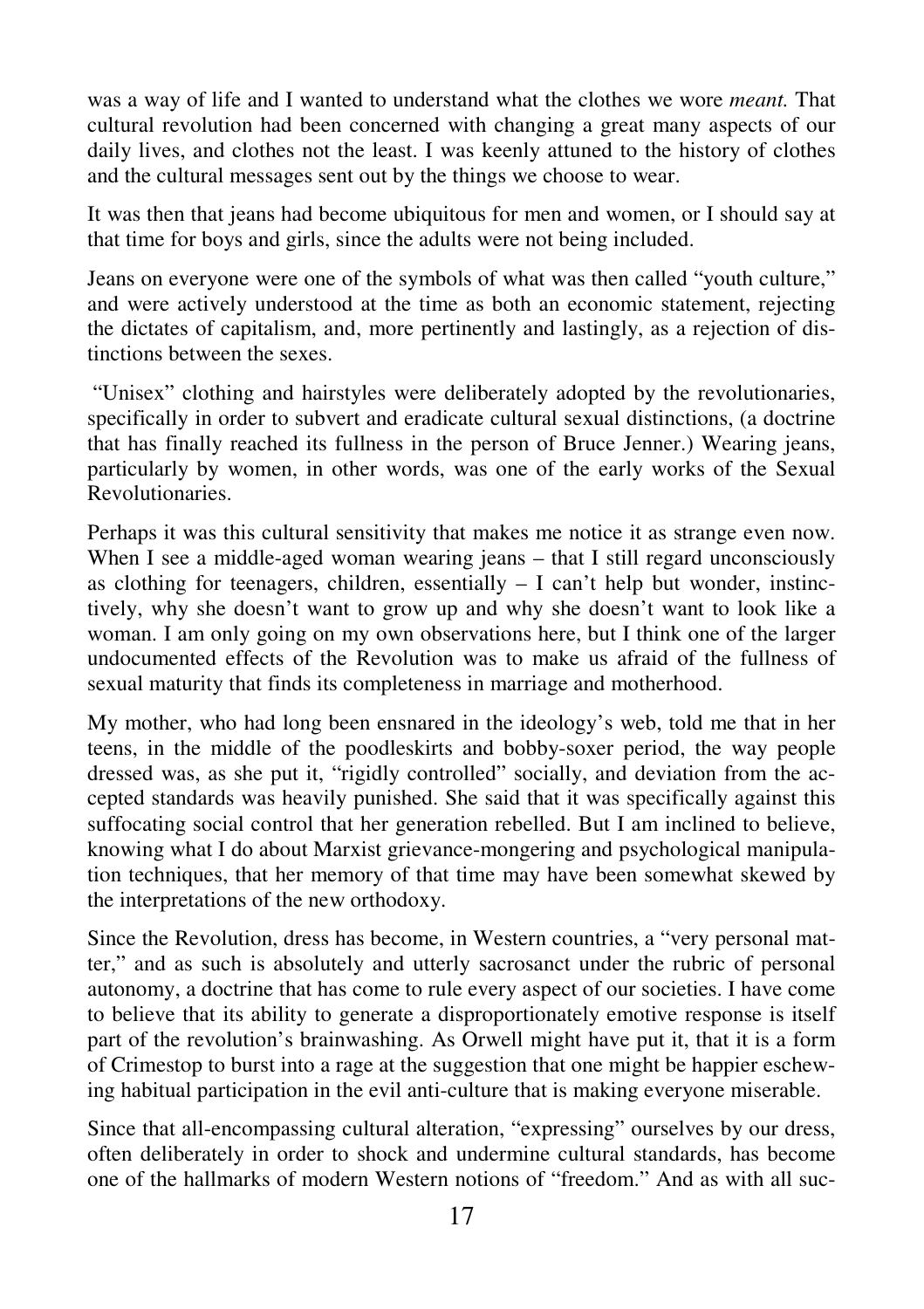was a way of life and I wanted to understand what the clothes we wore *meant.* That cultural revolution had been concerned with changing a great many aspects of our daily lives, and clothes not the least. I was keenly attuned to the history of clothes and the cultural messages sent out by the things we choose to wear.

It was then that jeans had become ubiquitous for men and women, or I should say at that time for boys and girls, since the adults were not being included.

Jeans on everyone were one of the symbols of what was then called "youth culture," and were actively understood at the time as both an economic statement, rejecting the dictates of capitalism, and, more pertinently and lastingly, as a rejection of distinctions between the sexes.

"Unisex" clothing and hairstyles were deliberately adopted by the revolutionaries, specifically in order to subvert and eradicate cultural sexual distinctions, (a doctrine that has finally reached its fullness in the person of Bruce Jenner.) Wearing jeans, particularly by women, in other words, was one of the early works of the Sexual Revolutionaries.

Perhaps it was this cultural sensitivity that makes me notice it as strange even now. When I see a middle-aged woman wearing jeans – that I still regard unconsciously as clothing for teenagers, children, essentially – I can't help but wonder, instinctively, why she doesn't want to grow up and why she doesn't want to look like a woman. I am only going on my own observations here, but I think one of the larger undocumented effects of the Revolution was to make us afraid of the fullness of sexual maturity that finds its completeness in marriage and motherhood.

My mother, who had long been ensnared in the ideology's web, told me that in her teens, in the middle of the poodleskirts and bobby-soxer period, the way people dressed was, as she put it, "rigidly controlled" socially, and deviation from the accepted standards was heavily punished. She said that it was specifically against this suffocating social control that her generation rebelled. But I am inclined to believe, knowing what I do about Marxist grievance-mongering and psychological manipulation techniques, that her memory of that time may have been somewhat skewed by the interpretations of the new orthodoxy.

Since the Revolution, dress has become, in Western countries, a "very personal matter," and as such is absolutely and utterly sacrosanct under the rubric of personal autonomy, a doctrine that has come to rule every aspect of our societies. I have come to believe that its ability to generate a disproportionately emotive response is itself part of the revolution's brainwashing. As Orwell might have put it, that it is a form of Crimestop to burst into a rage at the suggestion that one might be happier eschewing habitual participation in the evil anti-culture that is making everyone miserable.

Since that all-encompassing cultural alteration, "expressing" ourselves by our dress, often deliberately in order to shock and undermine cultural standards, has become one of the hallmarks of modern Western notions of "freedom." And as with all suc-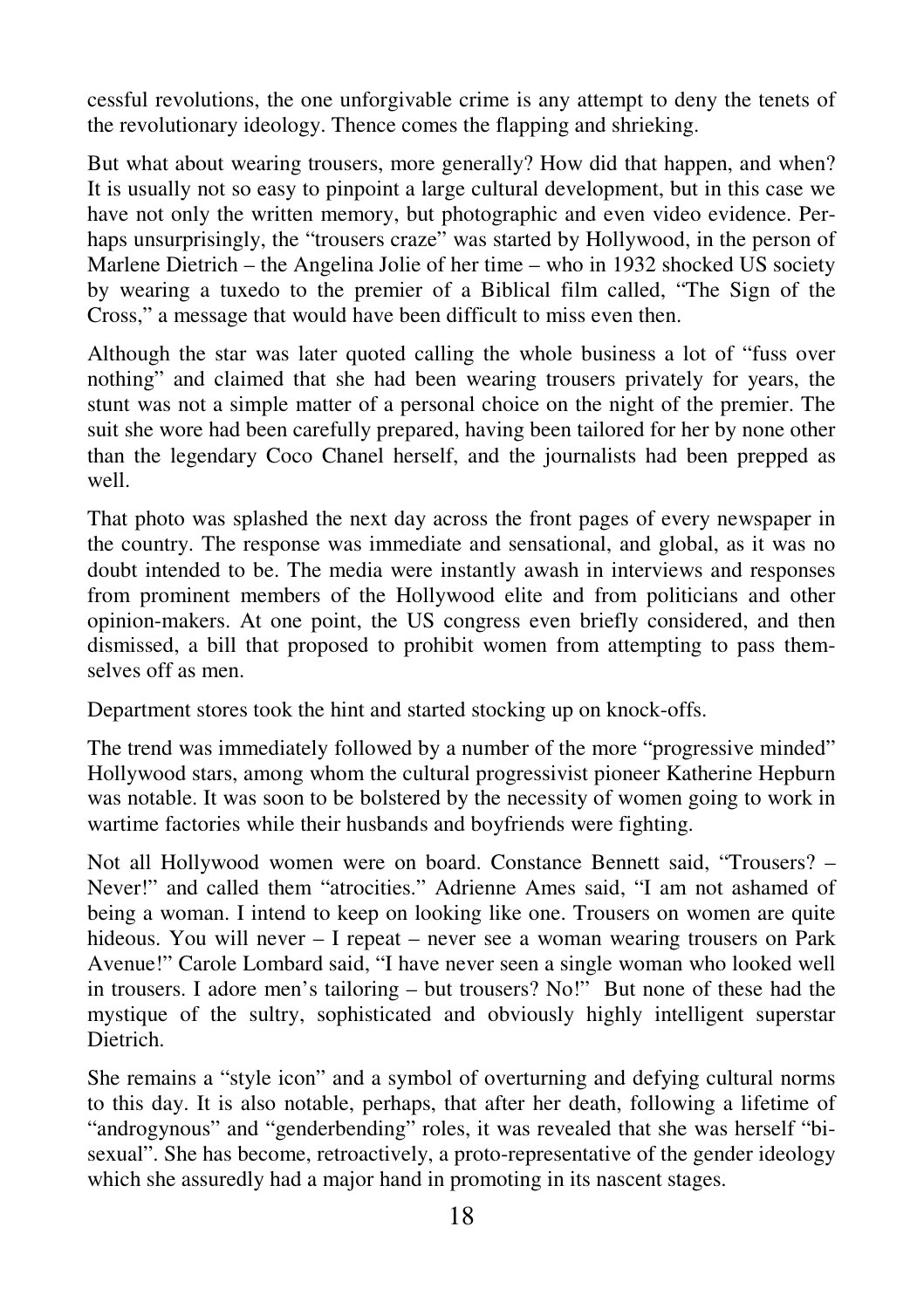cessful revolutions, the one unforgivable crime is any attempt to deny the tenets of the revolutionary ideology. Thence comes the flapping and shrieking.

But what about wearing trousers, more generally? How did that happen, and when? It is usually not so easy to pinpoint a large cultural development, but in this case we have not only the written memory, but photographic and even video evidence. Perhaps unsurprisingly, the "trousers craze" was started by Hollywood, in the person of Marlene Dietrich – the Angelina Jolie of her time – who in 1932 shocked US society by wearing a tuxedo to the premier of a Biblical film called, "The Sign of the Cross," a message that would have been difficult to miss even then.

Although the star was later quoted calling the whole business a lot of "fuss over nothing" and claimed that she had been wearing trousers privately for years, the stunt was not a simple matter of a personal choice on the night of the premier. The suit she wore had been carefully prepared, having been tailored for her by none other than the legendary Coco Chanel herself, and the journalists had been prepped as well.

That photo was splashed the next day across the front pages of every newspaper in the country. The response was immediate and sensational, and global, as it was no doubt intended to be. The media were instantly awash in interviews and responses from prominent members of the Hollywood elite and from politicians and other opinion-makers. At one point, the US congress even briefly considered, and then dismissed, a bill that proposed to prohibit women from attempting to pass themselves off as men.

Department stores took the hint and started stocking up on knock-offs.

The trend was immediately followed by a number of the more "progressive minded" Hollywood stars, among whom the cultural progressivist pioneer Katherine Hepburn was notable. It was soon to be bolstered by the necessity of women going to work in wartime factories while their husbands and boyfriends were fighting.

Not all Hollywood women were on board. Constance Bennett said, "Trousers? – Never!" and called them "atrocities." Adrienne Ames said, "I am not ashamed of being a woman. I intend to keep on looking like one. Trousers on women are quite hideous. You will never – I repeat – never see a woman wearing trousers on Park Avenue!" Carole Lombard said, "I have never seen a single woman who looked well in trousers. I adore men's tailoring – but trousers? No!" But none of these had the mystique of the sultry, sophisticated and obviously highly intelligent superstar Dietrich.

She remains a "style icon" and a symbol of overturning and defying cultural norms to this day. It is also notable, perhaps, that after her death, following a lifetime of "androgynous" and "genderbending" roles, it was revealed that she was herself "bisexual". She has become, retroactively, a proto-representative of the gender ideology which she assuredly had a major hand in promoting in its nascent stages.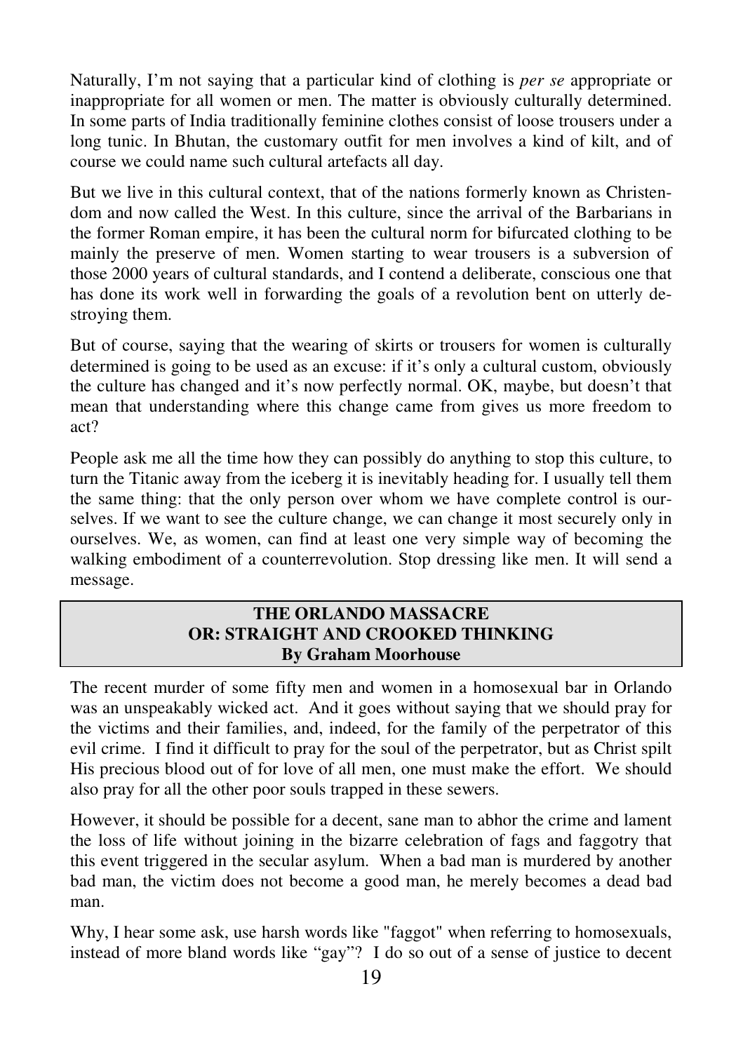Naturally, I'm not saying that a particular kind of clothing is *per se* appropriate or inappropriate for all women or men. The matter is obviously culturally determined. In some parts of India traditionally feminine clothes consist of loose trousers under a long tunic. In Bhutan, the customary outfit for men involves a kind of kilt, and of course we could name such cultural artefacts all day.

But we live in this cultural context, that of the nations formerly known as Christendom and now called the West. In this culture, since the arrival of the Barbarians in the former Roman empire, it has been the cultural norm for bifurcated clothing to be mainly the preserve of men. Women starting to wear trousers is a subversion of those 2000 years of cultural standards, and I contend a deliberate, conscious one that has done its work well in forwarding the goals of a revolution bent on utterly destroying them.

But of course, saying that the wearing of skirts or trousers for women is culturally determined is going to be used as an excuse: if it's only a cultural custom, obviously the culture has changed and it's now perfectly normal. OK, maybe, but doesn't that mean that understanding where this change came from gives us more freedom to act?

People ask me all the time how they can possibly do anything to stop this culture, to turn the Titanic away from the iceberg it is inevitably heading for. I usually tell them the same thing: that the only person over whom we have complete control is ourselves. If we want to see the culture change, we can change it most securely only in ourselves. We, as women, can find at least one very simple way of becoming the walking embodiment of a counterrevolution. Stop dressing like men. It will send a message.

## THE ORLANDO MASSACRE OR: STRAIGHT AND CROOKED THINKING

**By Graham Moorhouse**

The recent murder of some fifty men and women in a homosexual bar in Orlando was an unspeakably wicked act. And it goes without saying that we should pray for the victims and their families, and, indeed, for the family of the perpetrator of this evil crime. I find it difficult to pray for the soul of the perpetrator, but as Christ spilt His precious blood out of for love of all men, one must make the effort. We should also pray for all the other poor souls trapped in these sewers.

However, it should be possible for a decent, sane man to abhor the crime and lament the loss of life without joining in the bizarre celebration of fags and faggotry that this event triggered in the secular asylum. When a bad man is murdered by another bad man, the victim does not become a good man, he merely becomes a dead bad man.

Why, I hear some ask, use harsh words like "faggot" when referring to homosexuals, instead of more bland words like "gay"? I do so out of a sense of justice to decent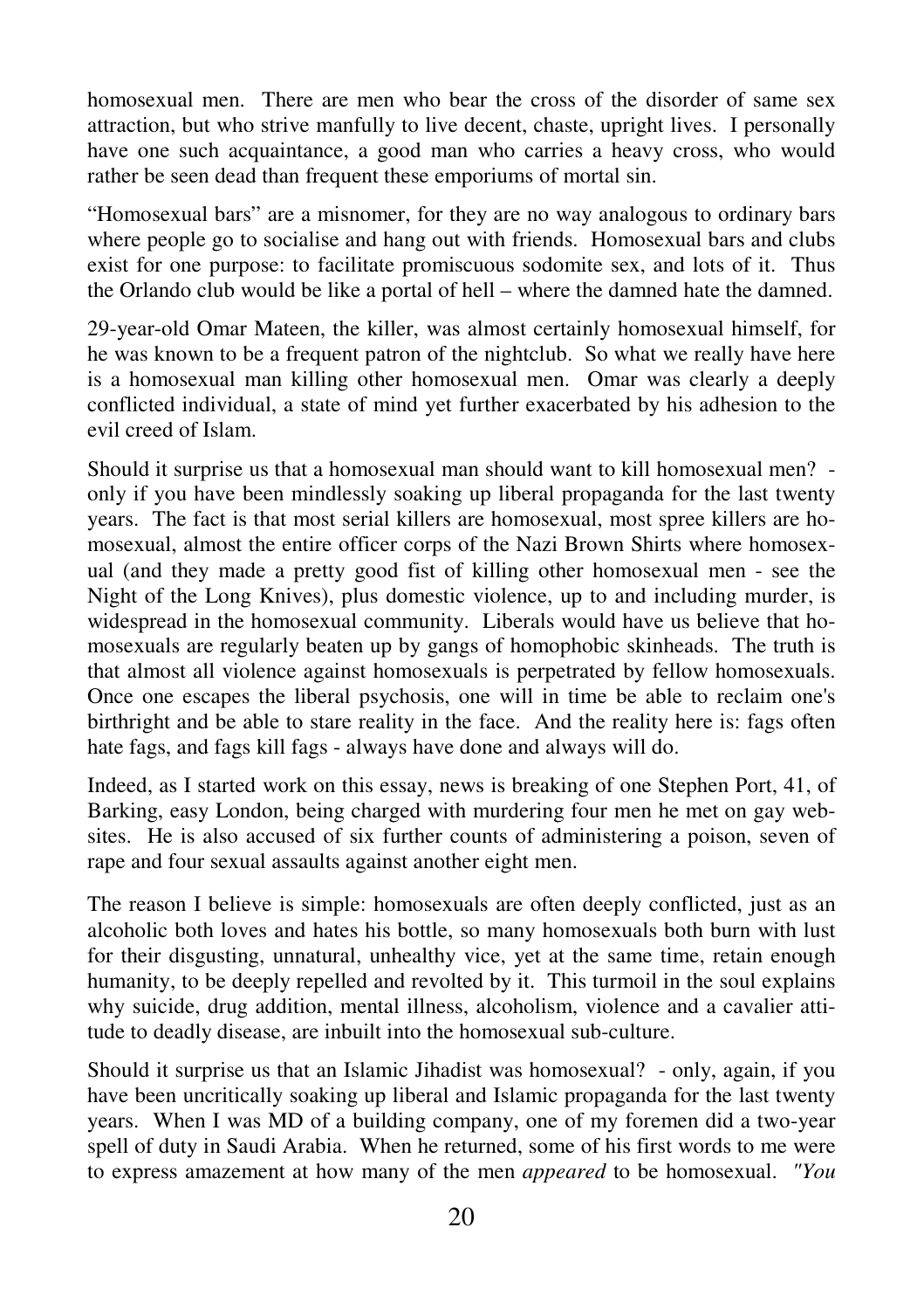homosexual men. There are men who bear the cross of the disorder of same sex attraction, but who strive manfully to live decent, chaste, upright lives. I personally have one such acquaintance, a good man who carries a heavy cross, who would rather be seen dead than frequent these emporiums of mortal sin.

"Homosexual bars" are a misnomer, for they are no way analogous to ordinary bars where people go to socialise and hang out with friends. Homosexual bars and clubs exist for one purpose: to facilitate promiscuous sodomite sex, and lots of it. Thus the Orlando club would be like a portal of hell – where the damned hate the damned.

29-year-old Omar Mateen, the killer, was almost certainly homosexual himself, for he was known to be a frequent patron of the nightclub. So what we really have here is a homosexual man killing other homosexual men. Omar was clearly a deeply conflicted individual, a state of mind yet further exacerbated by his adhesion to the evil creed of Islam.

Should it surprise us that a homosexual man should want to kill homosexual men? - only if you have been mindlessly soaking up liberal propaganda for the last twenty years. The fact is that most serial killers are homosexual, most spree killers are homosexual, almost the entire officer corps of the Nazi Brown Shirts where homosexual (and they made a pretty good fist of killing other homosexual men - see the Night of the Long Knives), plus domestic violence, up to and including murder, is widespread in the homosexual community. Liberals would have us believe that homosexuals are regularly beaten up by gangs of homophobic skinheads. The truth is that almost all violence against homosexuals is perpetrated by fellow homosexuals. Once one escapes the liberal psychosis, one will in time be able to reclaim one's birthright and be able to stare reality in the face. And the reality here is: fags often hate fags, and fags kill fags - always have done and always will do.

Indeed, as I started work on this essay, news is breaking of one Stephen Port, 41, of Barking, easy London, being charged with murdering four men he met on gay websites. He is also accused of six further counts of administering a poison, seven of rape and four sexual assaults against another eight men.

The reason I believe is simple: homosexuals are often deeply conflicted, just as an alcoholic both loves and hates his bottle, so many homosexuals both burn with lust for their disgusting, unnatural, unhealthy vice, yet at the same time, retain enough humanity, to be deeply repelled and revolted by it. This turmoil in the soul explains why suicide, drug addition, mental illness, alcoholism, violence and a cavalier attitude to deadly disease, are inbuilt into the homosexual sub-culture.

Should it surprise us that an Islamic Jihadist was homosexual? - only, again, if you have been uncritically soaking up liberal and Islamic propaganda for the last twenty years. When I was MD of a building company, one of my foremen did a two-year spell of duty in Saudi Arabia. When he returned, some of his first words to me were to express amazement at how many of the men *appeared* to be homosexual. *"You*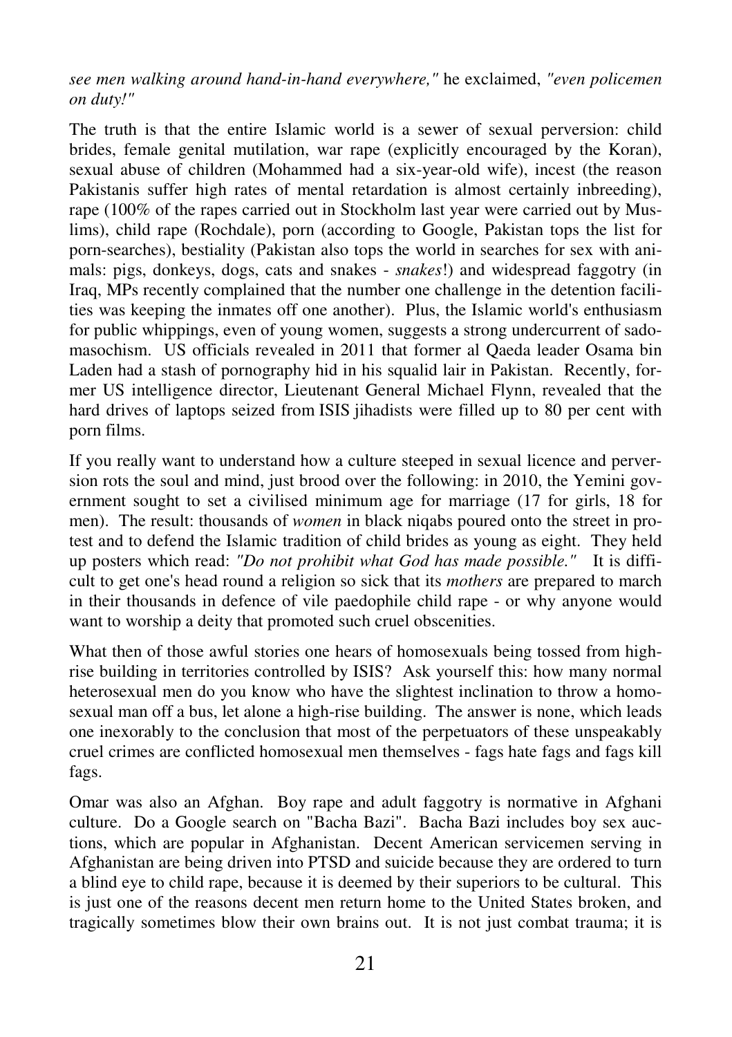*see men walking around hand-in-hand everywhere,"* he exclaimed, *"even policemen on duty!"*

The truth is that the entire Islamic world is a sewer of sexual perversion: child brides, female genital mutilation, war rape (explicitly encouraged by the Koran), sexual abuse of children (Mohammed had a six-year-old wife), incest (the reason Pakistanis suffer high rates of mental retardation is almost certainly inbreeding), rape (100% of the rapes carried out in Stockholm last year were carried out by Muslims), child rape (Rochdale), porn (according to Google, Pakistan tops the list for porn-searches), bestiality (Pakistan also tops the world in searches for sex with animals: pigs, donkeys, dogs, cats and snakes - *snakes*!) and widespread faggotry (in Iraq, MPs recently complained that the number one challenge in the detention facilities was keeping the inmates off one another). Plus, the Islamic world's enthusiasm for public whippings, even of young women, suggests a strong undercurrent of sadomasochism. US officials revealed in 2011 that former al Qaeda leader Osama bin Laden had a stash of pornography hid in his squalid lair in Pakistan. Recently, former US intelligence director, Lieutenant General Michael Flynn, revealed that the hard drives of laptops seized from ISIS jihadists were filled up to 80 per cent with porn films.

If you really want to understand how a culture steeped in sexual licence and perversion rots the soul and mind, just brood over the following: in 2010, the Yemini government sought to set a civilised minimum age for marriage (17 for girls, 18 for men). The result: thousands of *women* in black niqabs poured onto the street in protest and to defend the Islamic tradition of child brides as young as eight. They held up posters which read: *"Do not prohibit what God has made possible."* It is difficult to get one's head round a religion so sick that its *mothers* are prepared to march in their thousands in defence of vile paedophile child rape - or why anyone would want to worship a deity that promoted such cruel obscenities.

What then of those awful stories one hears of homosexuals being tossed from high-rise building in territories controlled by ISIS? Ask yourself this: how many normal heterosexual men do you know who have the slightest inclination to throw a homosexual man off a bus, let alone a high-rise building. The answer is none, which leads one inexorably to the conclusion that most of the perpetuators of these unspeakably cruel crimes are conflicted homosexual men themselves - fags hate fags and fags kill fags.

Omar was also an Afghan. Boy rape and adult faggotry is normative in Afghani culture. Do a Google search on "Bacha Bazi". Bacha Bazi includes boy sex auctions, which are popular in Afghanistan. Decent American servicemen serving in Afghanistan are being driven into PTSD and suicide because they are ordered to turn a blind eye to child rape, because it is deemed by their superiors to be cultural. This is just one of the reasons decent men return home to the United States broken, and tragically sometimes blow their own brains out. It is not just combat trauma; it is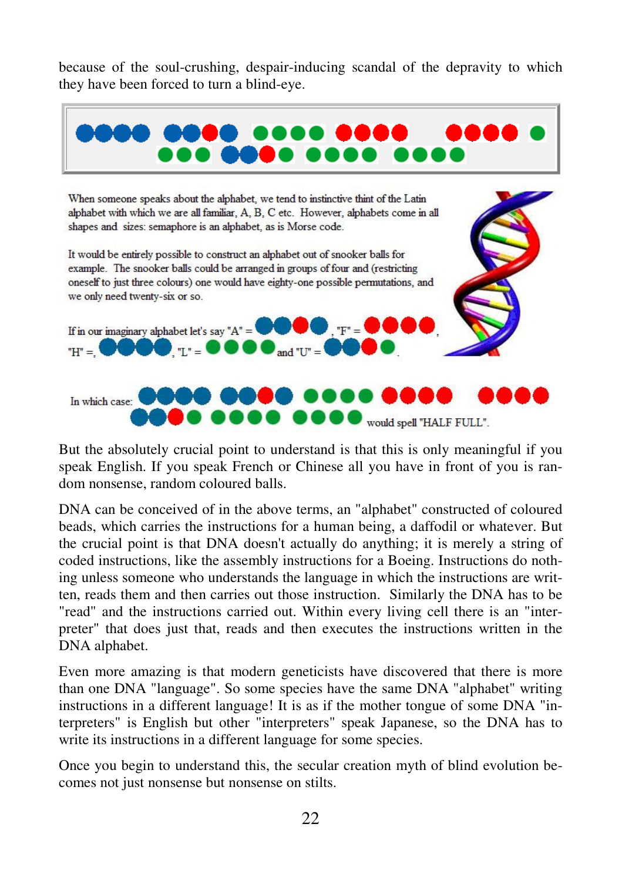because of the soul-crushing, despair-inducing scandal of the depravity to which they have been forced to turn a blind-eye.

When someone speaks about the alphabet, we tend to instinctive thint of the Latin alphabet with which we are all familiar, A, B, C etc. However, alphabets come in all shapes and sizes: semaphore is an alphabet, as is Morse code.

It would be entirely possible to construct an alphabet out of snooker balls for example. The snooker balls could be arranged in groups of four and (restricting oneself to just three colours) one would have eighty-one possible permutations, and we only need twenty-six or so.

If in our imaginary alphabet let's say "A" = , "F" = , "H" = , "L" = and "U" = .

In which case: would spell "HALF FULL".

But the absolutely crucial point to understand is that this is only meaningful if you speak English. If you speak French or Chinese all you have in front of you is random nonsense, random coloured balls.

DNA can be conceived of in the above terms, an "alphabet" constructed of coloured beads, which carries the instructions for a human being, a daffodil or whatever. But the crucial point is that DNA doesn't actually do anything; it is merely a string of coded instructions, like the assembly instructions for a Boeing. Instructions do nothing unless someone who understands the language in which the instructions are written, reads them and then carries out those instruction. Similarly the DNA has to be "read" and the instructions carried out. Within every living cell there is an "interpreter" that does just that, reads and then executes the instructions written in the DNA alphabet.

Even more amazing is that modern geneticists have discovered that there is more than one DNA "language". So some species have the same DNA "alphabet" writing instructions in a different language! It is as if the mother tongue of some DNA "interpreters" is English but other "interpreters" speak Japanese, so the DNA has to write its instructions in a different language for some species.

Once you begin to understand this, the secular creation myth of blind evolution becomes not just nonsense but nonsense on stilts.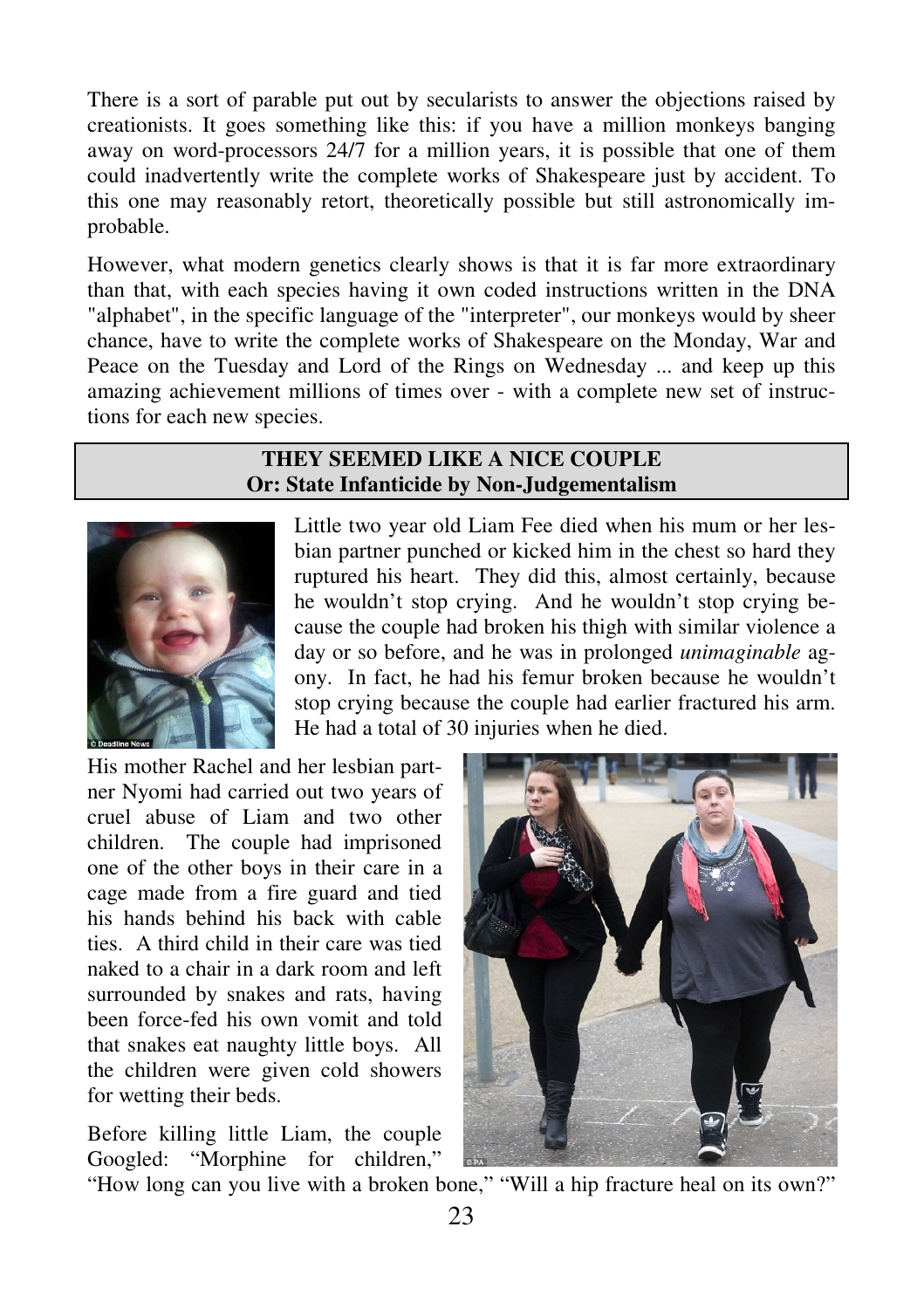There is a sort of parable put out by secularists to answer the objections raised by creationists. It goes something like this: if you have a million monkeys banging away on word-processors 24/7 for a million years, it is possible that one of them could inadvertently write the complete works of Shakespeare just by accident. To this one may reasonably retort, theoretically possible but still astronomically improbable.

However, what modern genetics clearly shows is that it is far more extraordinary than that, with each species having it own coded instructions written in the DNA "alphabet", in the specific language of the "interpreter", our monkeys would by sheer chance, have to write the complete works of Shakespeare on the Monday, War and Peace on the Tuesday and Lord of the Rings on Wednesday ... and keep up this amazing achievement millions of times over - with a complete new set of instructions for each new species.

## THEY SEEMED LIKE A NICE COUPLE
## Or: State Infanticide by Non-Judgementalism

Little two year old Liam Fee died when his mum or her lesbian partner punched or kicked him in the chest so hard they ruptured his heart. They did this, almost certainly, because he wouldn't stop crying. And he wouldn't stop crying because the couple had broken his thigh with similar violence a day or so before, and he was in prolonged *unimaginable* agony. In fact, he had his femur broken because he wouldn't stop crying because the couple had earlier fractured his arm. He had a total of 30 injuries when he died.

His mother Rachel and her lesbian partner Nyomi had carried out two years of cruel abuse of Liam and two other children. The couple had imprisoned one of the other boys in their care in a cage made from a fire guard and tied his hands behind his back with cable ties. A third child in their care was tied naked to a chair in a dark room and left surrounded by snakes and rats, having been force-fed his own vomit and told that snakes eat naughty little boys. All the children were given cold showers for wetting their beds.

Before killing little Liam, the couple Googled: "Morphine for children," "How long can you live with a broken bone," "Will a hip fracture heal on its own?"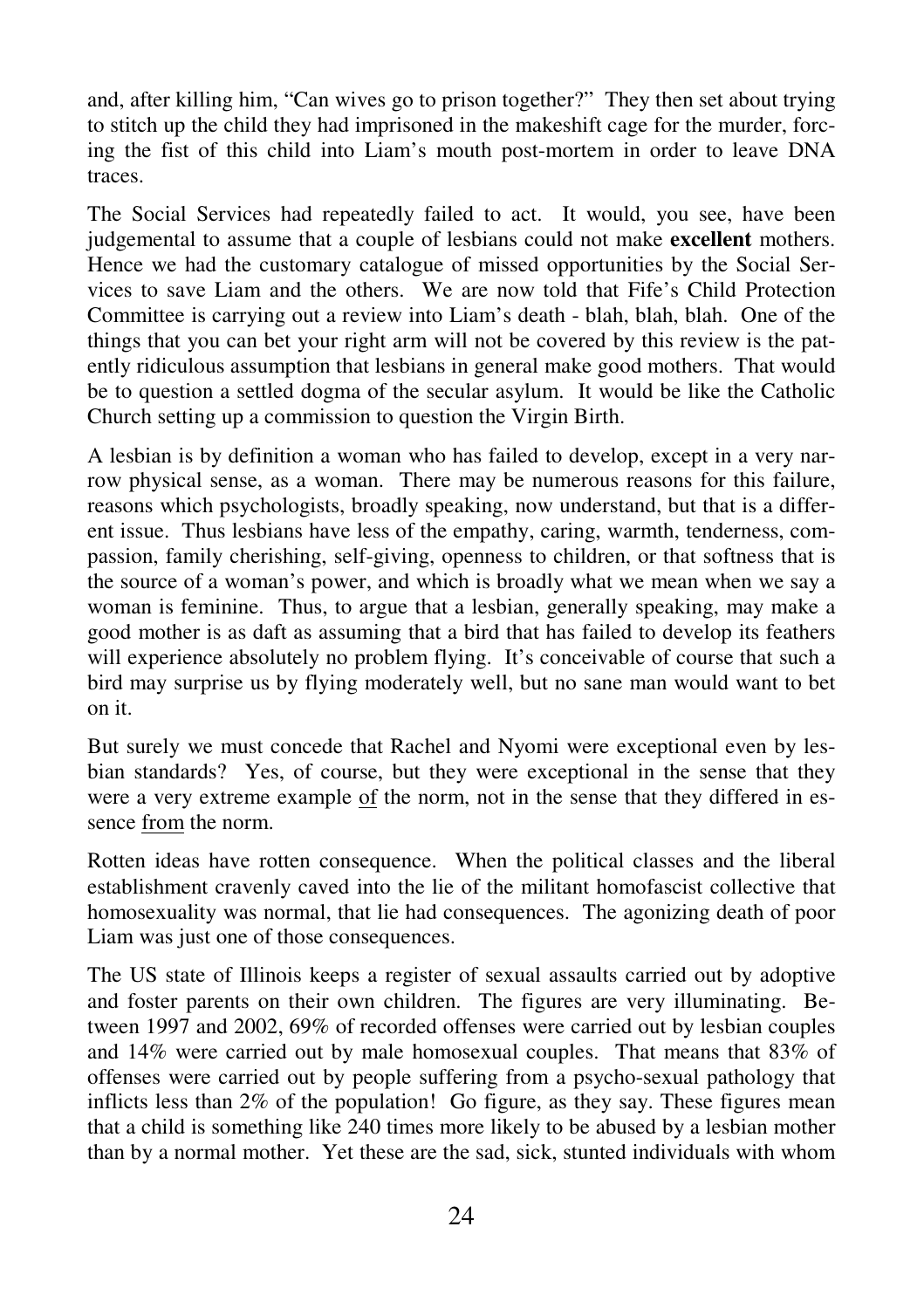and, after killing him, "Can wives go to prison together?" They then set about trying to stitch up the child they had imprisoned in the makeshift cage for the murder, forcing the fist of this child into Liam's mouth post-mortem in order to leave DNA traces.

The Social Services had repeatedly failed to act. It would, you see, have been judgemental to assume that a couple of lesbians could not make **excellent** mothers. Hence we had the customary catalogue of missed opportunities by the Social Services to save Liam and the others. We are now told that Fife's Child Protection Committee is carrying out a review into Liam's death - blah, blah, blah. One of the things that you can bet your right arm will not be covered by this review is the patently ridiculous assumption that lesbians in general make good mothers. That would be to question a settled dogma of the secular asylum. It would be like the Catholic Church setting up a commission to question the Virgin Birth.

A lesbian is by definition a woman who has failed to develop, except in a very narrow physical sense, as a woman. There may be numerous reasons for this failure, reasons which psychologists, broadly speaking, now understand, but that is a different issue. Thus lesbians have less of the empathy, caring, warmth, tenderness, compassion, family cherishing, self-giving, openness to children, or that softness that is the source of a woman's power, and which is broadly what we mean when we say a woman is feminine. Thus, to argue that a lesbian, generally speaking, may make a good mother is as daft as assuming that a bird that has failed to develop its feathers will experience absolutely no problem flying. It's conceivable of course that such a bird may surprise us by flying moderately well, but no sane man would want to bet on it.

But surely we must concede that Rachel and Nyomi were exceptional even by lesbian standards? Yes, of course, but they were exceptional in the sense that they were a very extreme example <u>of</u> the norm, not in the sense that they differed in essence <u>from</u> the norm.

Rotten ideas have rotten consequence. When the political classes and the liberal establishment cravenly caved into the lie of the militant homofascist collective that homosexuality was normal, that lie had consequences. The agonizing death of poor Liam was just one of those consequences.

The US state of Illinois keeps a register of sexual assaults carried out by adoptive and foster parents on their own children. The figures are very illuminating. Between 1997 and 2002, 69% of recorded offenses were carried out by lesbian couples and 14% were carried out by male homosexual couples. That means that 83% of offenses were carried out by people suffering from a psycho-sexual pathology that inflicts less than 2% of the population! Go figure, as they say. These figures mean that a child is something like 240 times more likely to be abused by a lesbian mother than by a normal mother. Yet these are the sad, sick, stunted individuals with whom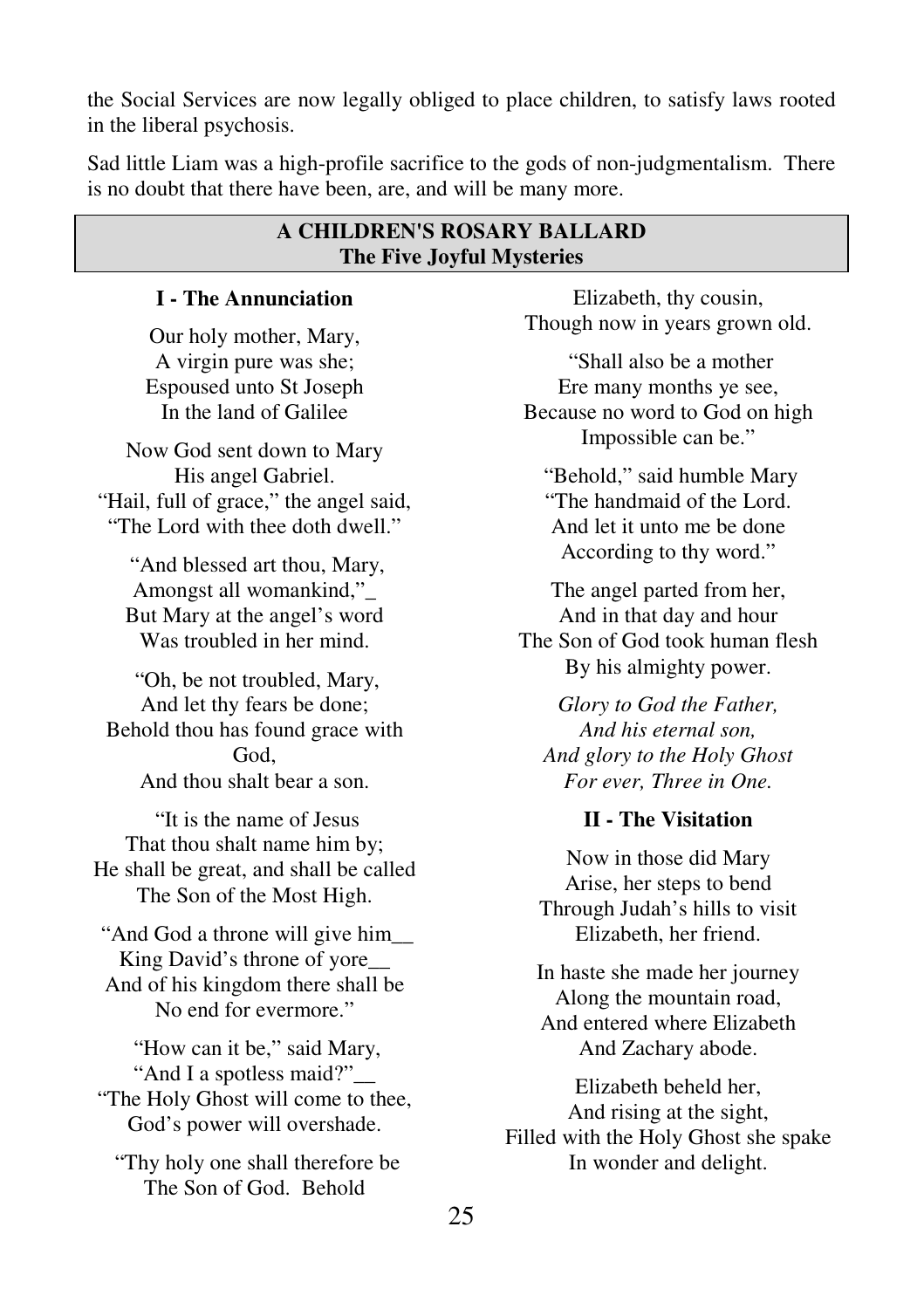the Social Services are now legally obliged to place children, to satisfy laws rooted in the liberal psychosis.

Sad little Liam was a high-profile sacrifice to the gods of non-judgmentalism. There is no doubt that there have been, are, and will be many more.

## A CHILDREN'S ROSARY BALLARD
## The Five Joyful Mysteries

### I - The Annunciation

Our holy mother, Mary,
A virgin pure was she;
Espoused unto St Joseph
In the land of Galilee

Now God sent down to Mary
His angel Gabriel.
"Hail, full of grace," the angel said,
"The Lord with thee doth dwell."

"And blessed art thou, Mary,
Amongst all womankind,"_
But Mary at the angel's word
Was troubled in her mind.

"Oh, be not troubled, Mary,
And let thy fears be done;
Behold thou has found grace with God,
And thou shalt bear a son.

"It is the name of Jesus
That thou shalt name him by;
He shall be great, and shall be called
The Son of the Most High.

"And God a throne will give him__
King David's throne of yore__
And of his kingdom there shall be
No end for evermore."

"How can it be," said Mary,
"And I a spotless maid?"__
"The Holy Ghost will come to thee,
God's power will overshade.

"Thy holy one shall therefore be
The Son of God. Behold
Elizabeth, thy cousin,
Though now in years grown old.

"Shall also be a mother
Ere many months ye see,
Because no word to God on high
Impossible can be."

"Behold," said humble Mary
"The handmaid of the Lord.
And let it unto me be done
According to thy word."

The angel parted from her,
And in that day and hour
The Son of God took human flesh
By his almighty power.

*Glory to God the Father,*
*And his eternal son,*
*And glory to the Holy Ghost*
*For ever, Three in One.*

### II - The Visitation

Now in those did Mary
Arise, her steps to bend
Through Judah's hills to visit
Elizabeth, her friend.

In haste she made her journey
Along the mountain road,
And entered where Elizabeth
And Zachary abode.

Elizabeth beheld her,
And rising at the sight,
Filled with the Holy Ghost she spake
In wonder and delight.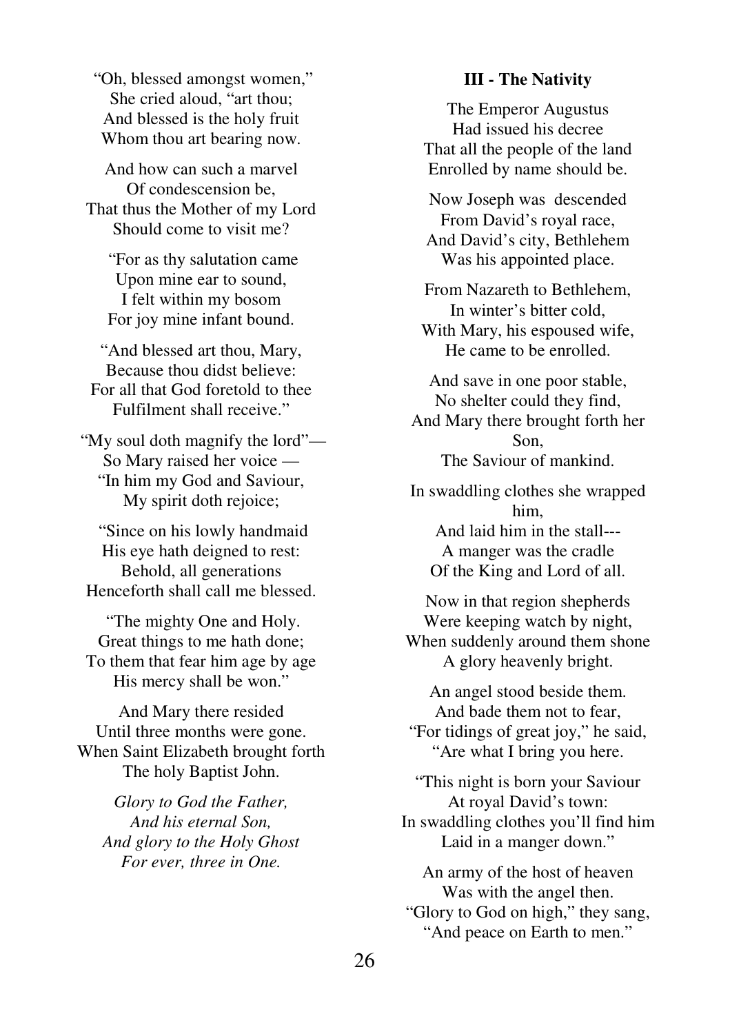"Oh, blessed amongst women,"
She cried aloud, "art thou;
And blessed is the holy fruit
Whom thou art bearing now.

And how can such a marvel
Of condescension be,
That thus the Mother of my Lord
Should come to visit me?

"For as thy salutation came
Upon mine ear to sound,
I felt within my bosom
For joy mine infant bound.

"And blessed art thou, Mary,
Because thou didst believe:
For all that God foretold to thee
Fulfilment shall receive."

"My soul doth magnify the lord"—
So Mary raised her voice —
"In him my God and Saviour,
My spirit doth rejoice;

"Since on his lowly handmaid
His eye hath deigned to rest:
Behold, all generations
Henceforth shall call me blessed.

"The mighty One and Holy.
Great things to me hath done;
To them that fear him age by age
His mercy shall be won."

And Mary there resided
Until three months were gone.
When Saint Elizabeth brought forth
The holy Baptist John.

*Glory to God the Father,*
*And his eternal Son,*
*And glory to the Holy Ghost*
*For ever, three in One.*

### III - The Nativity

The Emperor Augustus
Had issued his decree
That all the people of the land
Enrolled by name should be.

Now Joseph was descended
From David's royal race,
And David's city, Bethlehem
Was his appointed place.

From Nazareth to Bethlehem,
In winter's bitter cold,
With Mary, his espoused wife,
He came to be enrolled.

And save in one poor stable,
No shelter could they find,
And Mary there brought forth her Son,
The Saviour of mankind.

In swaddling clothes she wrapped him,
And laid him in the stall---
A manger was the cradle
Of the King and Lord of all.

Now in that region shepherds
Were keeping watch by night,
When suddenly around them shone
A glory heavenly bright.

An angel stood beside them.
And bade them not to fear,
"For tidings of great joy," he said,
"Are what I bring you here.

"This night is born your Saviour
At royal David's town:
In swaddling clothes you'll find him
Laid in a manger down."

An army of the host of heaven
Was with the angel then.
"Glory to God on high," they sang,
"And peace on Earth to men."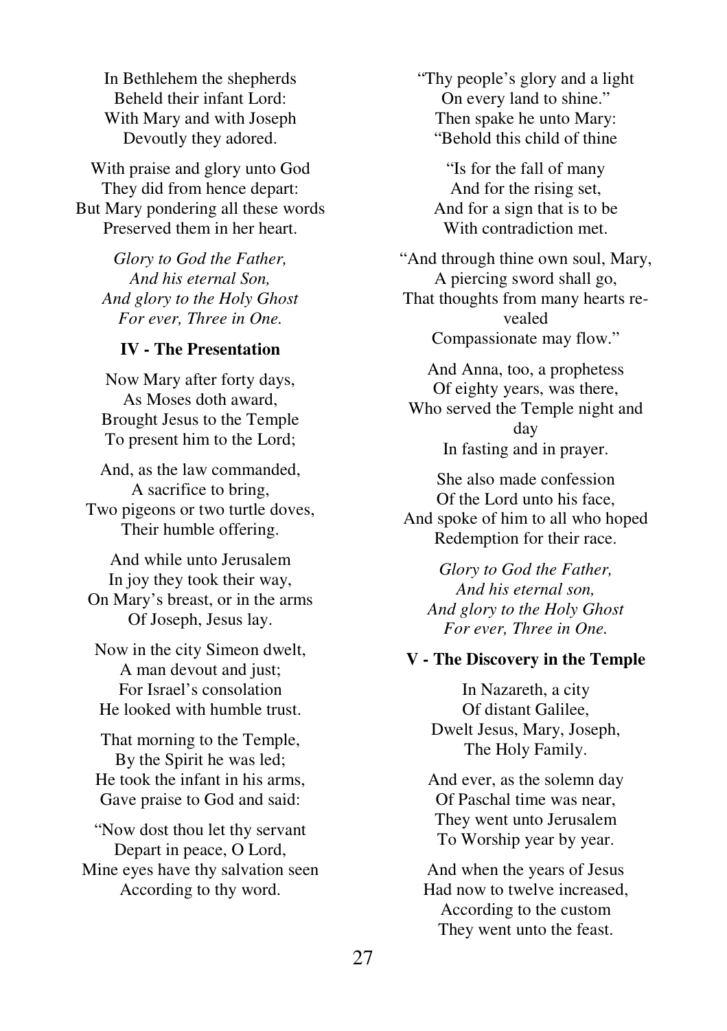In Bethlehem the shepherds
Beheld their infant Lord:
With Mary and with Joseph
Devoutly they adored.

With praise and glory unto God
They did from hence depart:
But Mary pondering all these words
Preserved them in her heart.

*Glory to God the Father,*
*And his eternal Son,*
*And glory to the Holy Ghost*
*For ever, Three in One.*

**IV - The Presentation**

Now Mary after forty days,
As Moses doth award,
Brought Jesus to the Temple
To present him to the Lord;

And, as the law commanded,
A sacrifice to bring,
Two pigeons or two turtle doves,
Their humble offering.

And while unto Jerusalem
In joy they took their way,
On Mary's breast, or in the arms
Of Joseph, Jesus lay.

Now in the city Simeon dwelt,
A man devout and just;
For Israel's consolation
He looked with humble trust.

That morning to the Temple,
By the Spirit he was led;
He took the infant in his arms,
Gave praise to God and said:

"Now dost thou let thy servant
Depart in peace, O Lord,
Mine eyes have thy salvation seen
According to thy word.

"Thy people's glory and a light
On every land to shine."
Then spake he unto Mary:
"Behold this child of thine

"Is for the fall of many
And for the rising set,
And for a sign that is to be
With contradiction met.

"And through thine own soul, Mary,
A piercing sword shall go,
That thoughts from many hearts revealed
Compassionate may flow."

And Anna, too, a prophetess
Of eighty years, was there,
Who served the Temple night and day
In fasting and in prayer.

She also made confession
Of the Lord unto his face,
And spoke of him to all who hoped
Redemption for their race.

*Glory to God the Father,*
*And his eternal son,*
*And glory to the Holy Ghost*
*For ever, Three in One.*

**V - The Discovery in the Temple**

In Nazareth, a city
Of distant Galilee,
Dwelt Jesus, Mary, Joseph,
The Holy Family.

And ever, as the solemn day
Of Paschal time was near,
They went unto Jerusalem
To Worship year by year.

And when the years of Jesus
Had now to twelve increased,
According to the custom
They went unto the feast.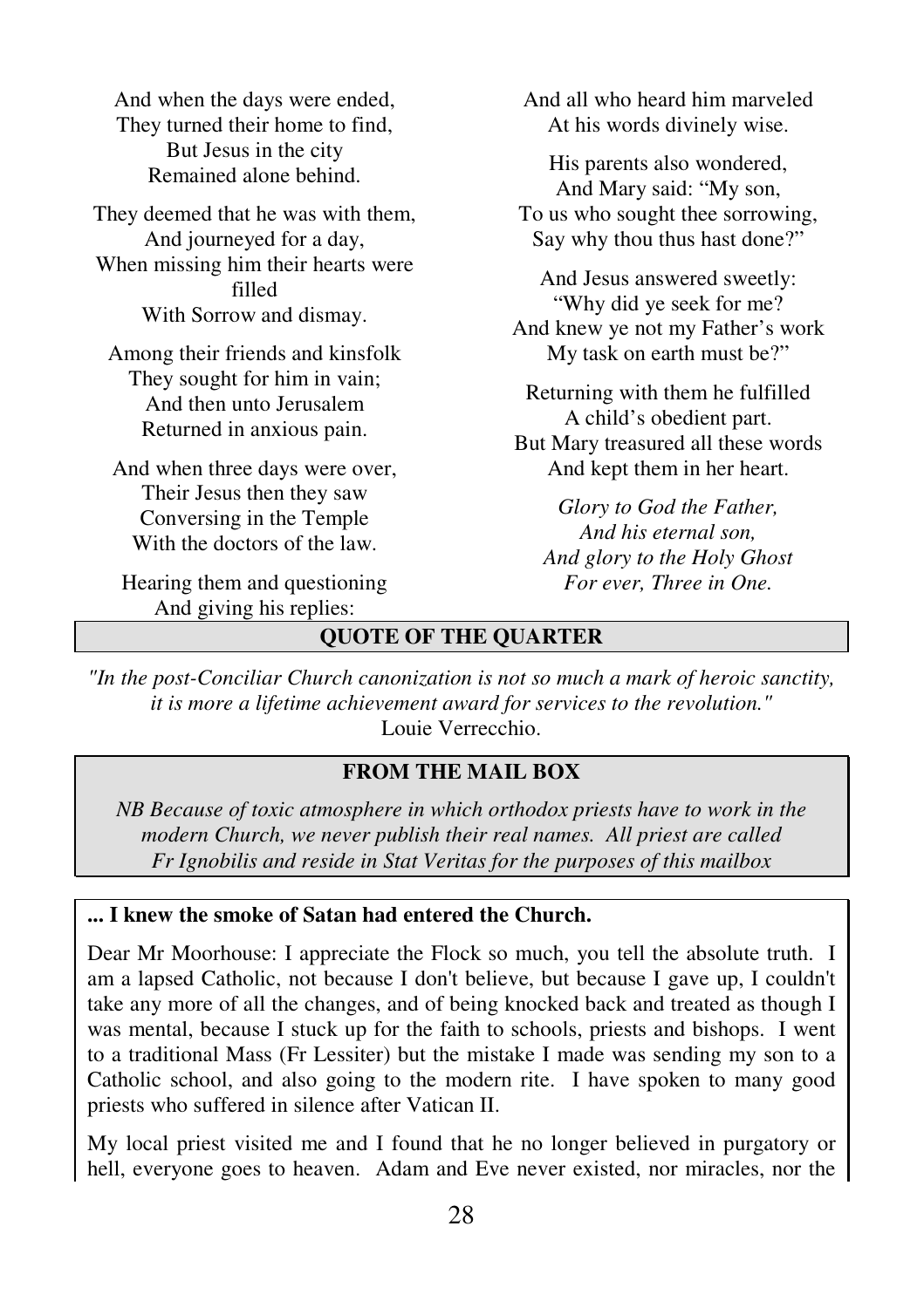And when the days were ended,
They turned their home to find,
But Jesus in the city
Remained alone behind.

They deemed that he was with them,
And journeyed for a day,
When missing him their hearts were filled
With Sorrow and dismay.

Among their friends and kinsfolk
They sought for him in vain;
And then unto Jerusalem
Returned in anxious pain.

And when three days were over,
Their Jesus then they saw
Conversing in the Temple
With the doctors of the law.

Hearing them and questioning
And giving his replies:
And all who heard him marveled
At his words divinely wise.

His parents also wondered,
And Mary said: "My son,
To us who sought thee sorrowing,
Say why thou thus hast done?"

And Jesus answered sweetly:
"Why did ye seek for me?
And knew ye not my Father's work
My task on earth must be?"

Returning with them he fulfilled
A child's obedient part.
But Mary treasured all these words
And kept them in her heart.

*Glory to God the Father,*
*And his eternal son,*
*And glory to the Holy Ghost*
*For ever, Three in One.*

## QUOTE OF THE QUARTER

*"In the post-Conciliar Church canonization is not so much a mark of heroic sanctity, it is more a lifetime achievement award for services to the revolution."*
Louie Verrecchio.

## FROM THE MAIL BOX

*NB Because of toxic atmosphere in which orthodox priests have to work in the modern Church, we never publish their real names. All priest are called Fr Ignobilis and reside in Stat Veritas for the purposes of this mailbox*

**... I knew the smoke of Satan had entered the Church.**

Dear Mr Moorhouse: I appreciate the Flock so much, you tell the absolute truth. I am a lapsed Catholic, not because I don't believe, but because I gave up, I couldn't take any more of all the changes, and of being knocked back and treated as though I was mental, because I stuck up for the faith to schools, priests and bishops. I went to a traditional Mass (Fr Lessiter) but the mistake I made was sending my son to a Catholic school, and also going to the modern rite. I have spoken to many good priests who suffered in silence after Vatican II.

My local priest visited me and I found that he no longer believed in purgatory or hell, everyone goes to heaven. Adam and Eve never existed, nor miracles, nor the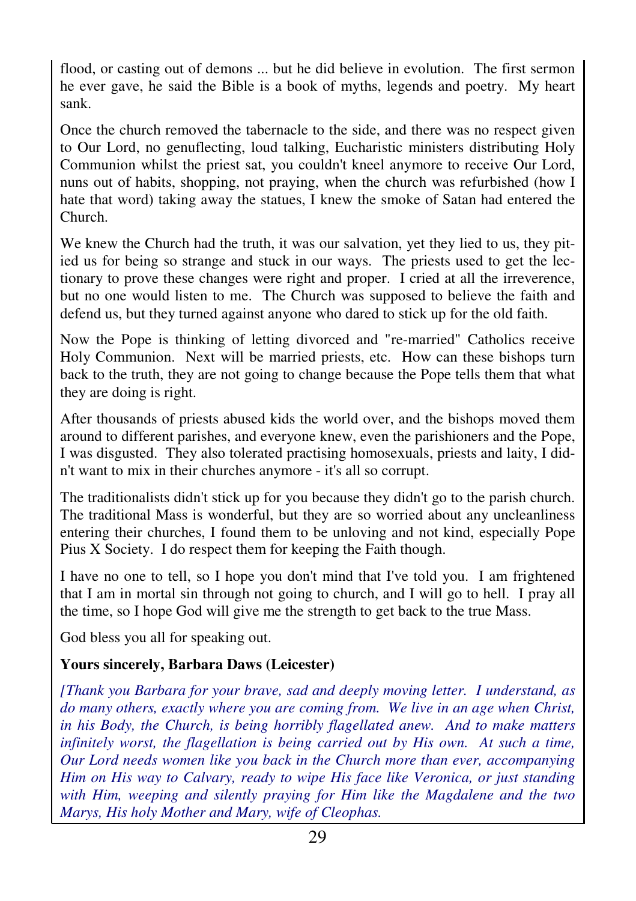flood, or casting out of demons ... but he did believe in evolution. The first sermon he ever gave, he said the Bible is a book of myths, legends and poetry. My heart sank.

Once the church removed the tabernacle to the side, and there was no respect given to Our Lord, no genuflecting, loud talking, Eucharistic ministers distributing Holy Communion whilst the priest sat, you couldn't kneel anymore to receive Our Lord, nuns out of habits, shopping, not praying, when the church was refurbished (how I hate that word) taking away the statues, I knew the smoke of Satan had entered the Church.

We knew the Church had the truth, it was our salvation, yet they lied to us, they pitied us for being so strange and stuck in our ways. The priests used to get the lectionary to prove these changes were right and proper. I cried at all the irreverence, but no one would listen to me. The Church was supposed to believe the faith and defend us, but they turned against anyone who dared to stick up for the old faith.

Now the Pope is thinking of letting divorced and "re-married" Catholics receive Holy Communion. Next will be married priests, etc. How can these bishops turn back to the truth, they are not going to change because the Pope tells them that what they are doing is right.

After thousands of priests abused kids the world over, and the bishops moved them around to different parishes, and everyone knew, even the parishioners and the Pope, I was disgusted. They also tolerated practising homosexuals, priests and laity, I didn't want to mix in their churches anymore - it's all so corrupt.

The traditionalists didn't stick up for you because they didn't go to the parish church. The traditional Mass is wonderful, but they are so worried about any uncleanliness entering their churches, I found them to be unloving and not kind, especially Pope Pius X Society. I do respect them for keeping the Faith though.

I have no one to tell, so I hope you don't mind that I've told you. I am frightened that I am in mortal sin through not going to church, and I will go to hell. I pray all the time, so I hope God will give me the strength to get back to the true Mass.

God bless you all for speaking out.

**Yours sincerely, Barbara Daws (Leicester)**

*[Thank you Barbara for your brave, sad and deeply moving letter. I understand, as do many others, exactly where you are coming from. We live in an age when Christ, in his Body, the Church, is being horribly flagellated anew. And to make matters infinitely worst, the flagellation is being carried out by His own. At such a time, Our Lord needs women like you back in the Church more than ever, accompanying Him on His way to Calvary, ready to wipe His face like Veronica, or just standing with Him, weeping and silently praying for Him like the Magdalene and the two Marys, His holy Mother and Mary, wife of Cleophas.*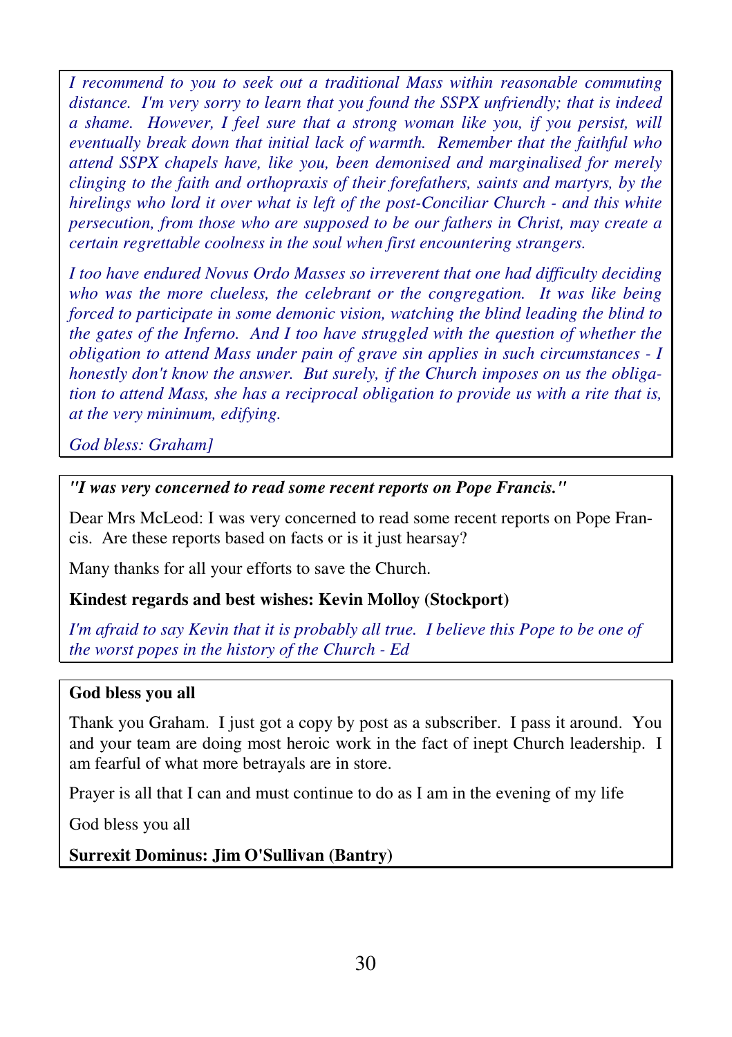*I recommend to you to seek out a traditional Mass within reasonable commuting distance. I'm very sorry to learn that you found the SSPX unfriendly; that is indeed a shame. However, I feel sure that a strong woman like you, if you persist, will eventually break down that initial lack of warmth. Remember that the faithful who attend SSPX chapels have, like you, been demonised and marginalised for merely clinging to the faith and orthopraxis of their forefathers, saints and martyrs, by the hirelings who lord it over what is left of the post-Conciliar Church - and this white persecution, from those who are supposed to be our fathers in Christ, may create a certain regrettable coolness in the soul when first encountering strangers.*

*I too have endured Novus Ordo Masses so irreverent that one had difficulty deciding who was the more clueless, the celebrant or the congregation. It was like being forced to participate in some demonic vision, watching the blind leading the blind to the gates of the Inferno. And I too have struggled with the question of whether the obligation to attend Mass under pain of grave sin applies in such circumstances - I honestly don't know the answer. But surely, if the Church imposes on us the obligation to attend Mass, she has a reciprocal obligation to provide us with a rite that is, at the very minimum, edifying.*

*God bless: Graham]*

***"I was very concerned to read some recent reports on Pope Francis."***

Dear Mrs McLeod: I was very concerned to read some recent reports on Pope Francis. Are these reports based on facts or is it just hearsay?

Many thanks for all your efforts to save the Church.

**Kindest regards and best wishes: Kevin Molloy (Stockport)**

*I'm afraid to say Kevin that it is probably all true. I believe this Pope to be one of the worst popes in the history of the Church - Ed*

**God bless you all**

Thank you Graham. I just got a copy by post as a subscriber. I pass it around. You and your team are doing most heroic work in the fact of inept Church leadership. I am fearful of what more betrayals are in store.

Prayer is all that I can and must continue to do as I am in the evening of my life

God bless you all

**Surrexit Dominus: Jim O'Sullivan (Bantry)**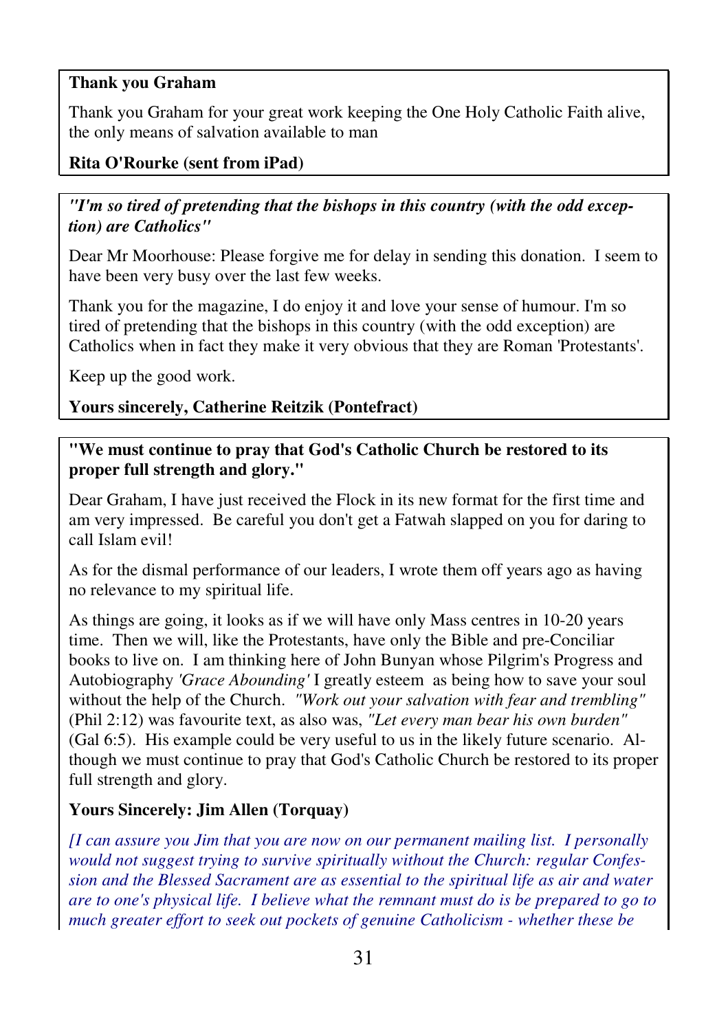**Thank you Graham**

Thank you Graham for your great work keeping the One Holy Catholic Faith alive, the only means of salvation available to man

**Rita O'Rourke (sent from iPad)**

***"I'm so tired of pretending that the bishops in this country (with the odd exception) are Catholics"***

Dear Mr Moorhouse: Please forgive me for delay in sending this donation. I seem to have been very busy over the last few weeks.

Thank you for the magazine, I do enjoy it and love your sense of humour. I'm so tired of pretending that the bishops in this country (with the odd exception) are Catholics when in fact they make it very obvious that they are Roman 'Protestants'.

Keep up the good work.

**Yours sincerely, Catherine Reitzik (Pontefract)**

**"We must continue to pray that God's Catholic Church be restored to its proper full strength and glory."**

Dear Graham, I have just received the Flock in its new format for the first time and am very impressed. Be careful you don't get a Fatwah slapped on you for daring to call Islam evil!

As for the dismal performance of our leaders, I wrote them off years ago as having no relevance to my spiritual life.

As things are going, it looks as if we will have only Mass centres in 10-20 years time. Then we will, like the Protestants, have only the Bible and pre-Conciliar books to live on. I am thinking here of John Bunyan whose Pilgrim's Progress and Autobiography *'Grace Abounding'* I greatly esteem as being how to save your soul without the help of the Church. *"Work out your salvation with fear and trembling"* (Phil 2:12) was favourite text, as also was, *"Let every man bear his own burden"* (Gal 6:5). His example could be very useful to us in the likely future scenario. Although we must continue to pray that God's Catholic Church be restored to its proper full strength and glory.

**Yours Sincerely: Jim Allen (Torquay)**

*[I can assure you Jim that you are now on our permanent mailing list. I personally would not suggest trying to survive spiritually without the Church: regular Confession and the Blessed Sacrament are as essential to the spiritual life as air and water are to one's physical life. I believe what the remnant must do is be prepared to go to much greater effort to seek out pockets of genuine Catholicism - whether these be*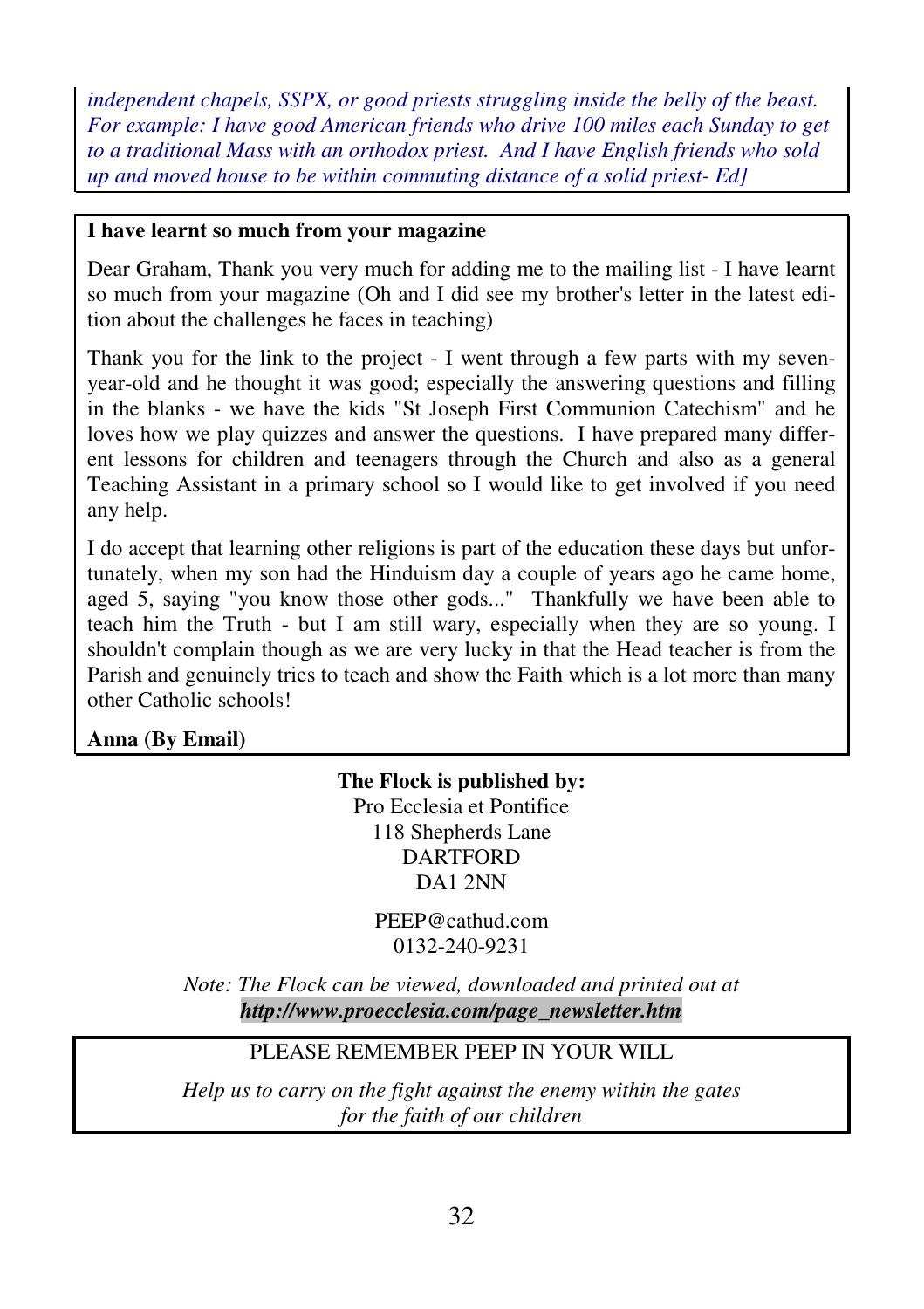*independent chapels, SSPX, or good priests struggling inside the belly of the beast. For example: I have good American friends who drive 100 miles each Sunday to get to a traditional Mass with an orthodox priest. And I have English friends who sold up and moved house to be within commuting distance of a solid priest- Ed]*

**I have learnt so much from your magazine**

Dear Graham, Thank you very much for adding me to the mailing list - I have learnt so much from your magazine (Oh and I did see my brother's letter in the latest edition about the challenges he faces in teaching)

Thank you for the link to the project - I went through a few parts with my seven-year-old and he thought it was good; especially the answering questions and filling in the blanks - we have the kids "St Joseph First Communion Catechism" and he loves how we play quizzes and answer the questions. I have prepared many different lessons for children and teenagers through the Church and also as a general Teaching Assistant in a primary school so I would like to get involved if you need any help.

I do accept that learning other religions is part of the education these days but unfortunately, when my son had the Hinduism day a couple of years ago he came home, aged 5, saying "you know those other gods..." Thankfully we have been able to teach him the Truth - but I am still wary, especially when they are so young. I shouldn't complain though as we are very lucky in that the Head teacher is from the Parish and genuinely tries to teach and show the Faith which is a lot more than many other Catholic schools!

**Anna (By Email)**

**The Flock is published by:**
Pro Ecclesia et Pontifice
118 Shepherds Lane
DARTFORD
DA1 2NN

PEEP@cathud.com
0132-240-9231

*Note: The Flock can be viewed, downloaded and printed out at* ***http://www.proecclesia.com/page_newsletter.htm***

PLEASE REMEMBER PEEP IN YOUR WILL

*Help us to carry on the fight against the enemy within the gates for the faith of our children*